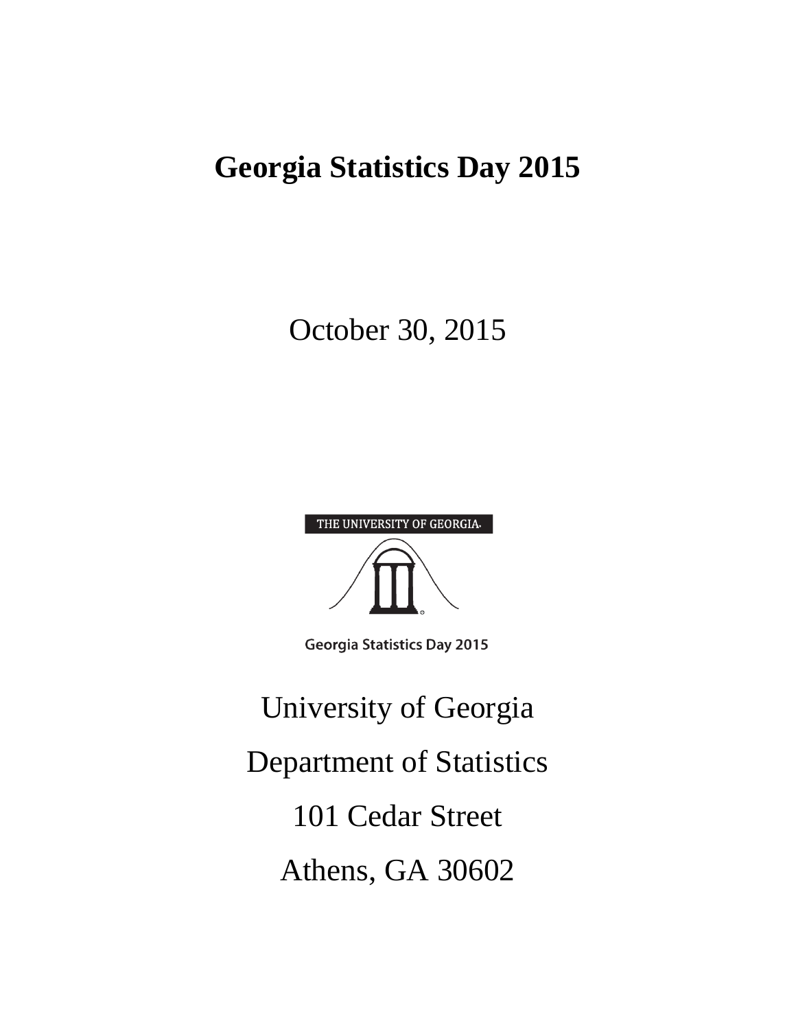# Georgia Statistics Day 2015

October 30, 2015

THE UNIVERSITY OF GEORGIA

Georgia Statistics Day 2015

University of Georgia

Department of Statistics

101 Cedar Street

Athens, GA 30602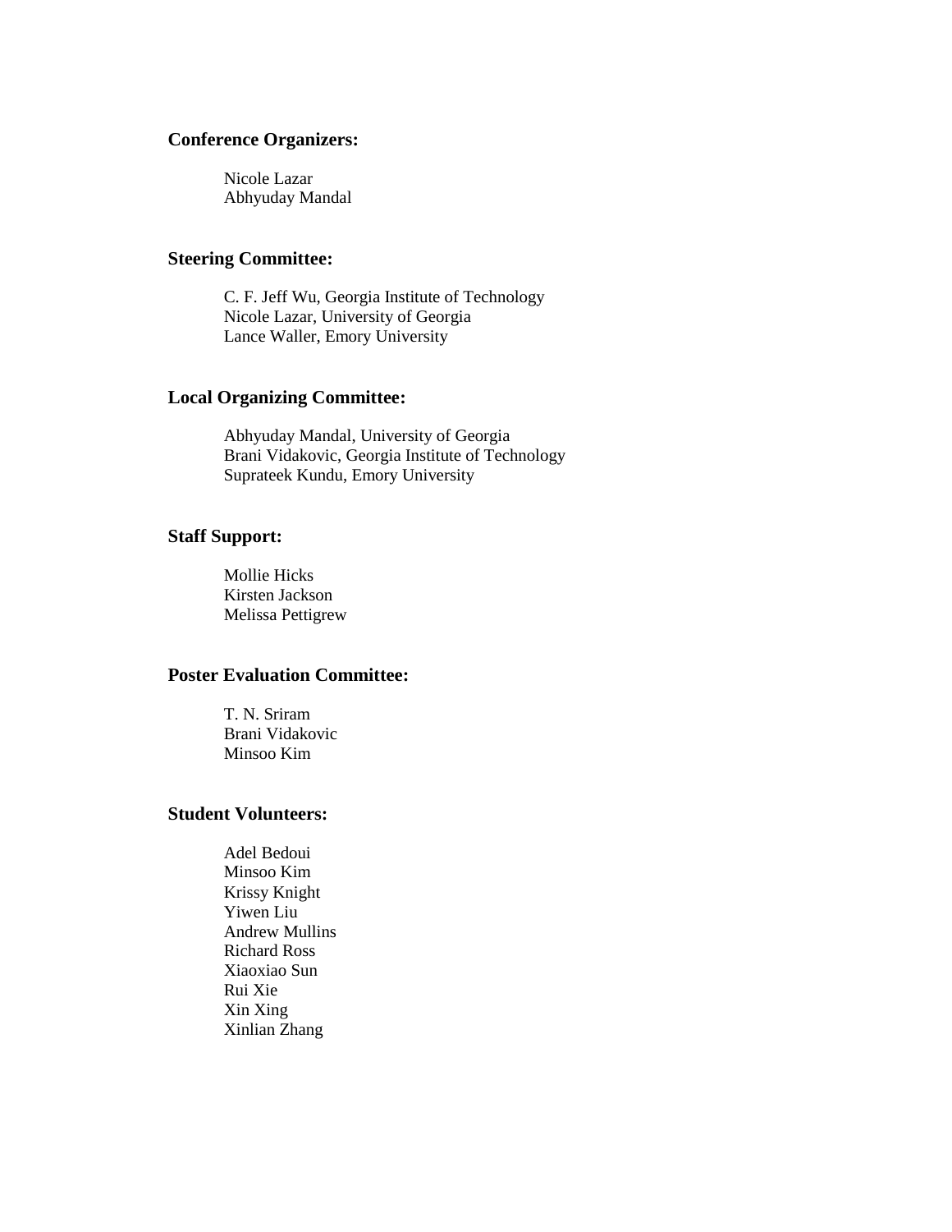**Conference Organizers:**

Nicole Lazar
Abhyuday Mandal

**Steering Committee:**

C. F. Jeff Wu, Georgia Institute of Technology
Nicole Lazar, University of Georgia
Lance Waller, Emory University

**Local Organizing Committee:**

Abhyuday Mandal, University of Georgia
Brani Vidakovic, Georgia Institute of Technology
Suprateek Kundu, Emory University

**Staff Support:**

Mollie Hicks
Kirsten Jackson
Melissa Pettigrew

**Poster Evaluation Committee:**

T. N. Sriram
Brani Vidakovic
Minsoo Kim

**Student Volunteers:**

Adel Bedoui
Minsoo Kim
Krissy Knight
Yiwen Liu
Andrew Mullins
Richard Ross
Xiaoxiao Sun
Rui Xie
Xin Xing
Xinlian Zhang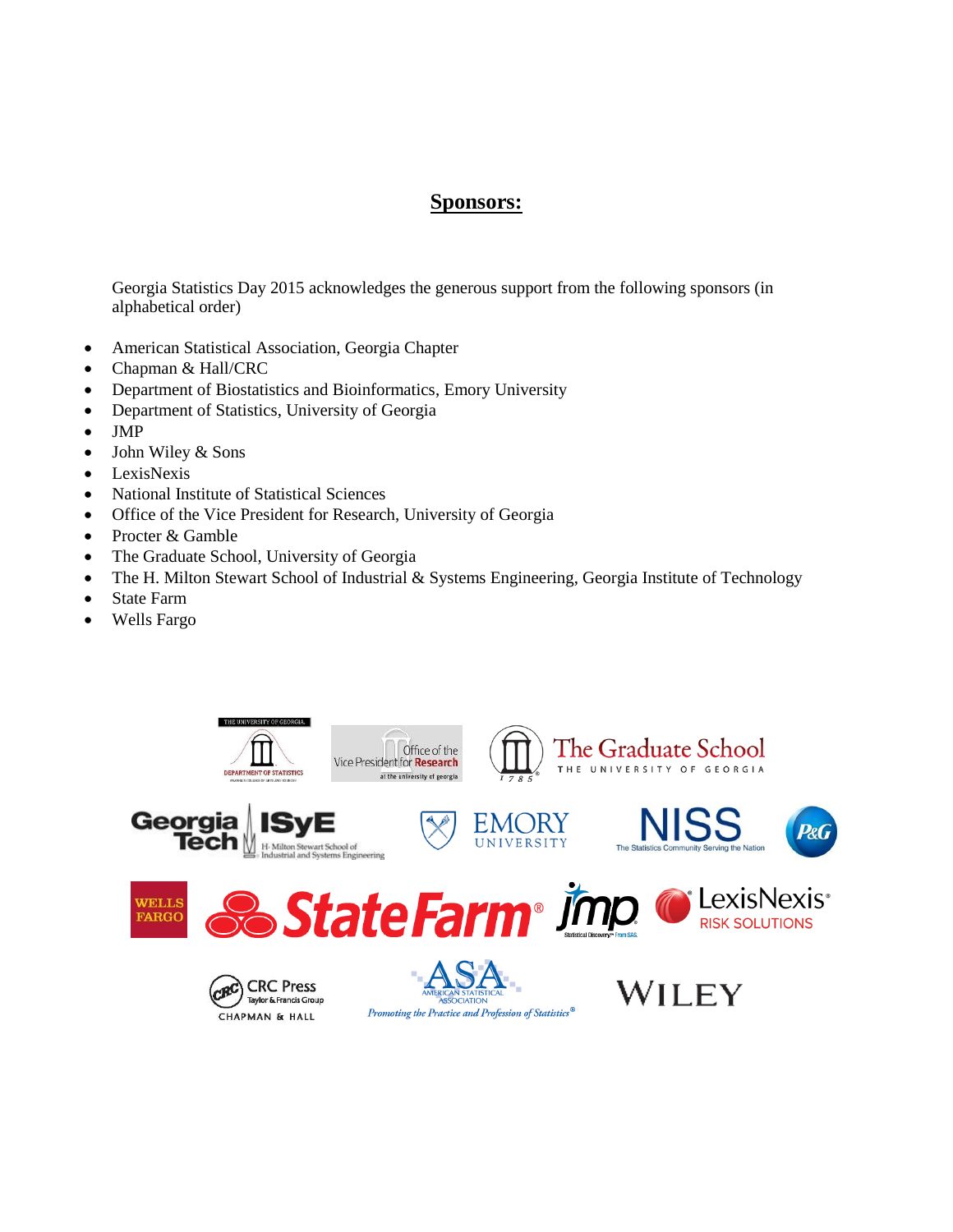## Sponsors:

Georgia Statistics Day 2015 acknowledges the generous support from the following sponsors (in alphabetical order)

- American Statistical Association, Georgia Chapter
- Chapman & Hall/CRC
- Department of Biostatistics and Bioinformatics, Emory University
- Department of Statistics, University of Georgia
- JMP
- John Wiley & Sons
- LexisNexis
- National Institute of Statistical Sciences
- Office of the Vice President for Research, University of Georgia
- Procter & Gamble
- The Graduate School, University of Georgia
- The H. Milton Stewart School of Industrial & Systems Engineering, Georgia Institute of Technology
- State Farm
- Wells Fargo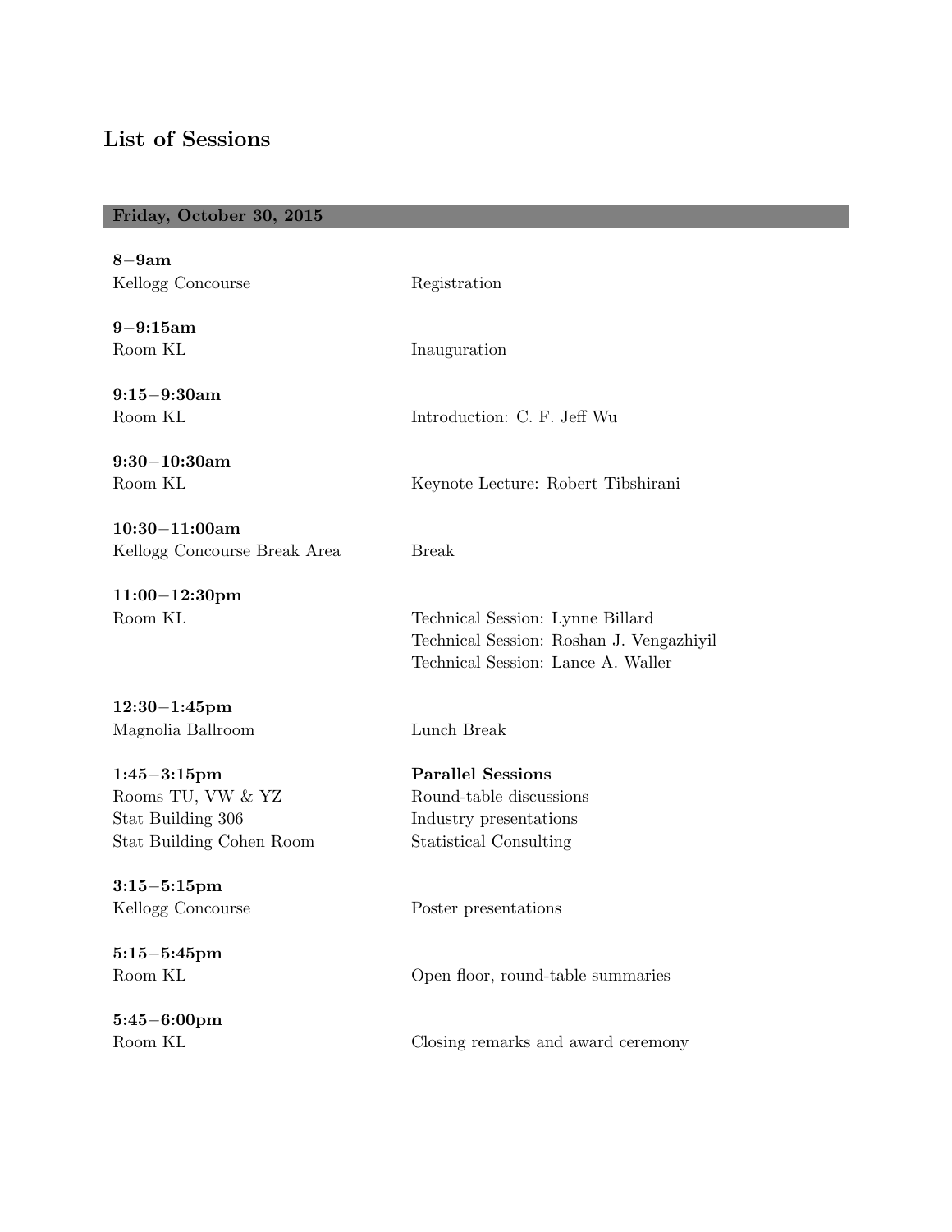## List of Sessions

### Friday, October 30, 2015

**8–9am**
Kellogg Concourse — Registration

**9–9:15am**
Room KL — Inauguration

**9:15–9:30am**
Room KL — Introduction: C. F. Jeff Wu

**9:30–10:30am**
Room KL — Keynote Lecture: Robert Tibshirani

**10:30–11:00am**
Kellogg Concourse Break Area — Break

**11:00–12:30pm**
Room KL —
Technical Session: Lynne Billard
Technical Session: Roshan J. Vengazhiyil
Technical Session: Lance A. Waller

**12:30–1:45pm**
Magnolia Ballroom — Lunch Break

**1:45–3:15pm** — **Parallel Sessions**
Rooms TU, VW & YZ — Round-table discussions
Stat Building 306 — Industry presentations
Stat Building Cohen Room — Statistical Consulting

**3:15–5:15pm**
Kellogg Concourse — Poster presentations

**5:15–5:45pm**
Room KL — Open floor, round-table summaries

**5:45–6:00pm**
Room KL — Closing remarks and award ceremony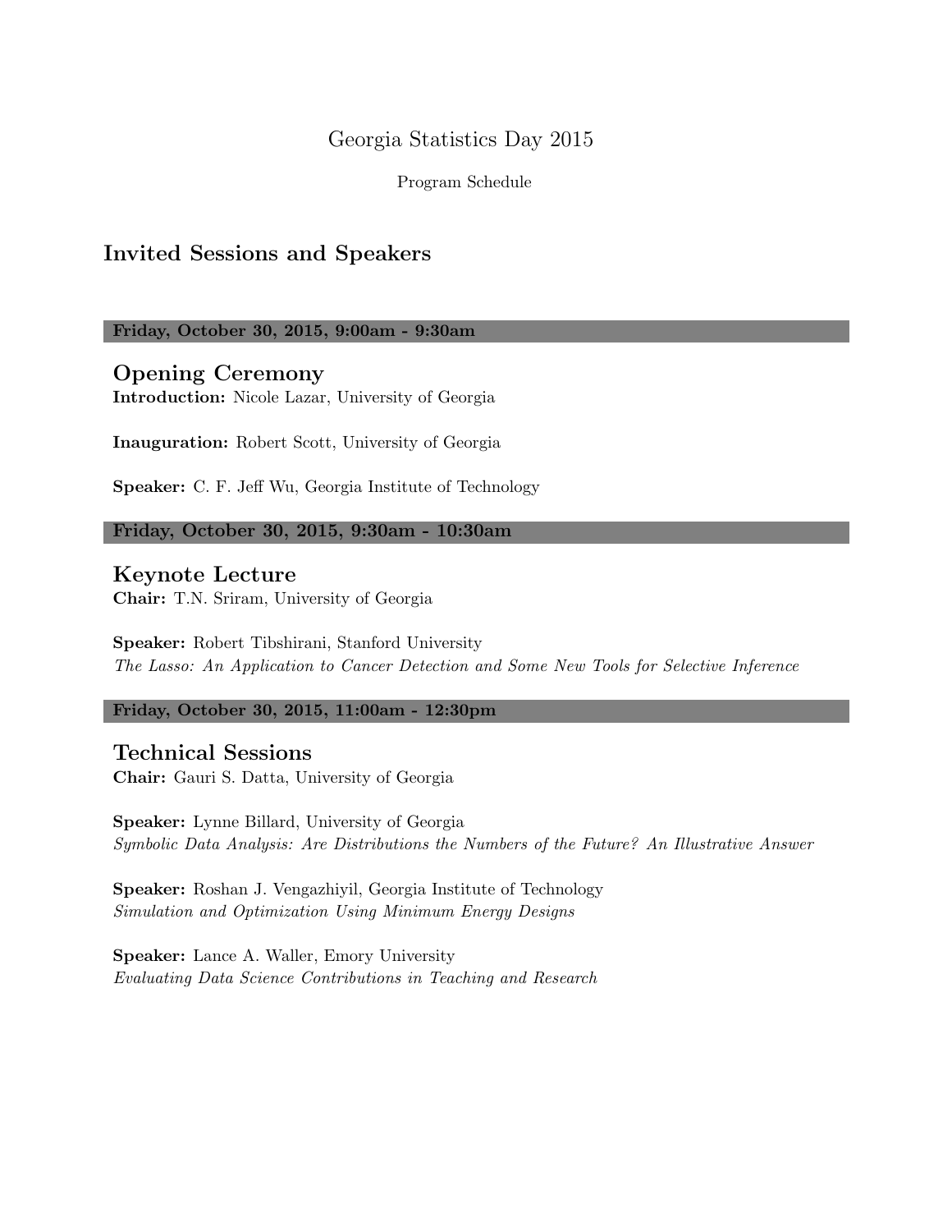Georgia Statistics Day 2015

Program Schedule

## Invited Sessions and Speakers

**Friday, October 30, 2015, 9:00am - 9:30am**

### Opening Ceremony

**Introduction:** Nicole Lazar, University of Georgia

**Inauguration:** Robert Scott, University of Georgia

**Speaker:** C. F. Jeff Wu, Georgia Institute of Technology

**Friday, October 30, 2015, 9:30am - 10:30am**

### Keynote Lecture

**Chair:** T.N. Sriram, University of Georgia

**Speaker:** Robert Tibshirani, Stanford University
*The Lasso: An Application to Cancer Detection and Some New Tools for Selective Inference*

**Friday, October 30, 2015, 11:00am - 12:30pm**

### Technical Sessions

**Chair:** Gauri S. Datta, University of Georgia

**Speaker:** Lynne Billard, University of Georgia
*Symbolic Data Analysis: Are Distributions the Numbers of the Future? An Illustrative Answer*

**Speaker:** Roshan J. Vengazhiyil, Georgia Institute of Technology
*Simulation and Optimization Using Minimum Energy Designs*

**Speaker:** Lance A. Waller, Emory University
*Evaluating Data Science Contributions in Teaching and Research*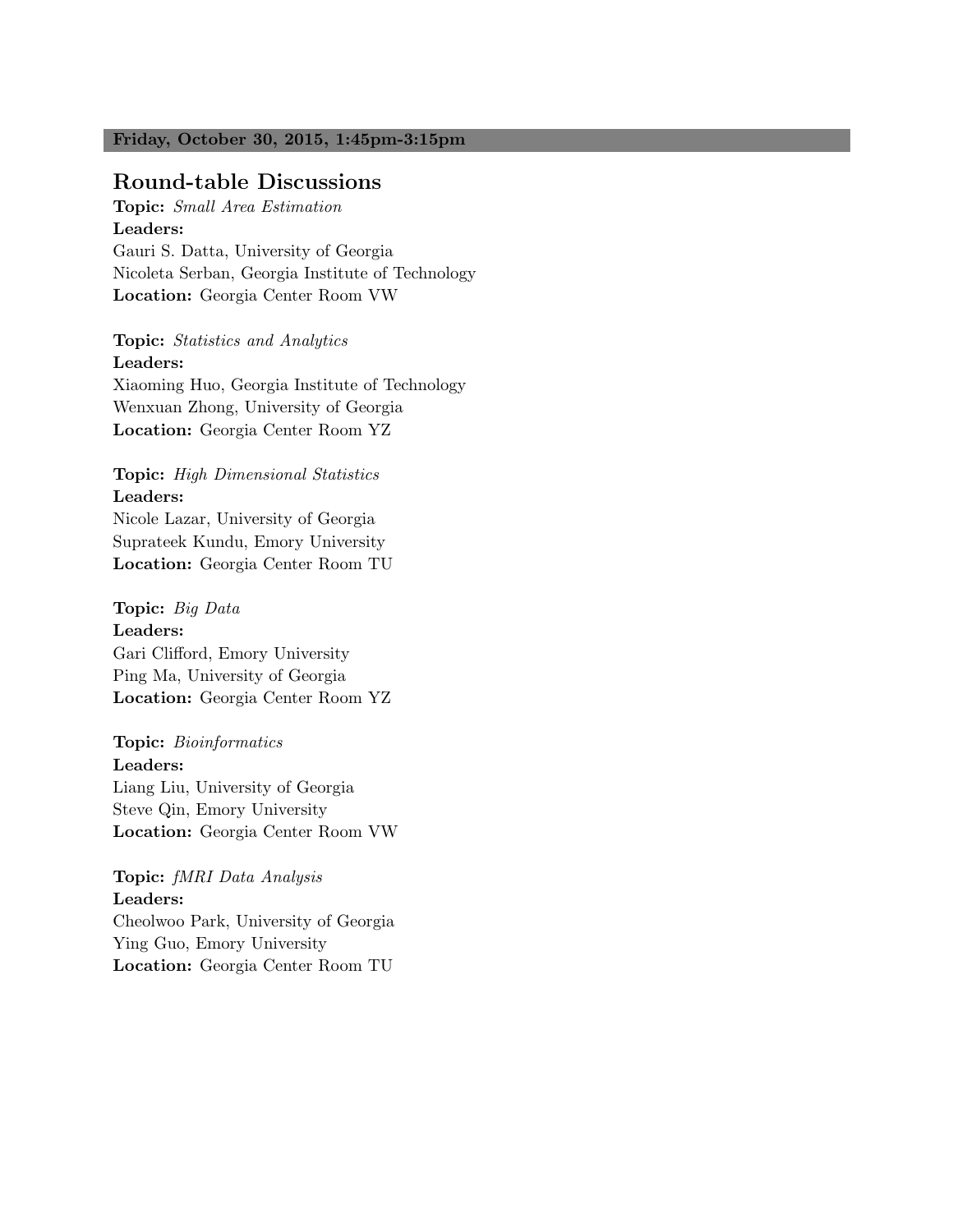**Friday, October 30, 2015, 1:45pm-3:15pm**

## Round-table Discussions

**Topic:** *Small Area Estimation*
**Leaders:**
Gauri S. Datta, University of Georgia
Nicoleta Serban, Georgia Institute of Technology
**Location:** Georgia Center Room VW

**Topic:** *Statistics and Analytics*
**Leaders:**
Xiaoming Huo, Georgia Institute of Technology
Wenxuan Zhong, University of Georgia
**Location:** Georgia Center Room YZ

**Topic:** *High Dimensional Statistics*
**Leaders:**
Nicole Lazar, University of Georgia
Suprateek Kundu, Emory University
**Location:** Georgia Center Room TU

**Topic:** *Big Data*
**Leaders:**
Gari Clifford, Emory University
Ping Ma, University of Georgia
**Location:** Georgia Center Room YZ

**Topic:** *Bioinformatics*
**Leaders:**
Liang Liu, University of Georgia
Steve Qin, Emory University
**Location:** Georgia Center Room VW

**Topic:** *fMRI Data Analysis*
**Leaders:**
Cheolwoo Park, University of Georgia
Ying Guo, Emory University
**Location:** Georgia Center Room TU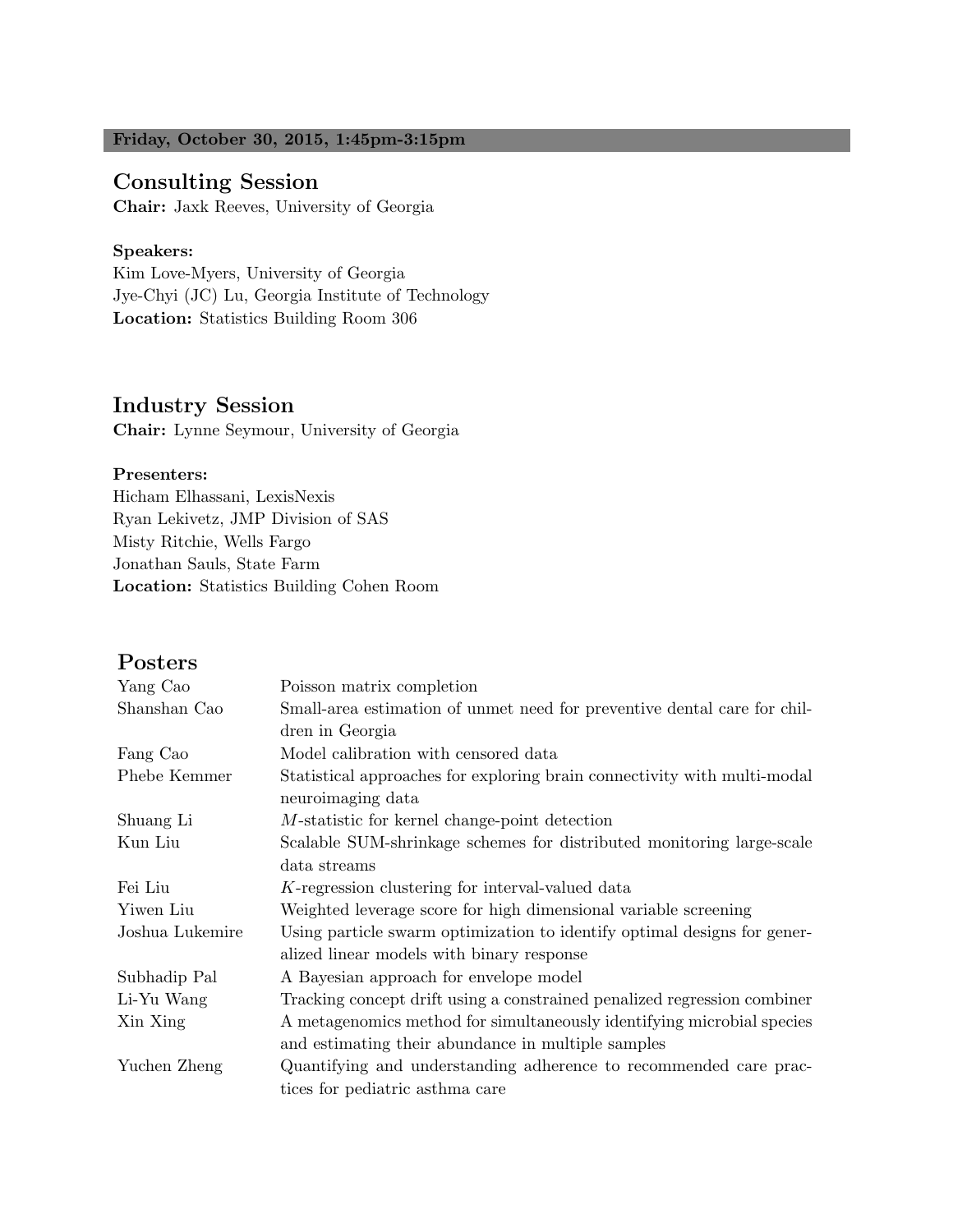**Friday, October 30, 2015, 1:45pm-3:15pm**

## Consulting Session

**Chair:** Jaxk Reeves, University of Georgia

**Speakers:**
Kim Love-Myers, University of Georgia
Jye-Chyi (JC) Lu, Georgia Institute of Technology
**Location:** Statistics Building Room 306

## Industry Session

**Chair:** Lynne Seymour, University of Georgia

**Presenters:**
Hicham Elhassani, LexisNexis
Ryan Lekivetz, JMP Division of SAS
Misty Ritchie, Wells Fargo
Jonathan Sauls, State Farm
**Location:** Statistics Building Cohen Room

## Posters

| | |
|---|---|
| Yang Cao | Poisson matrix completion |
| Shanshan Cao | Small-area estimation of unmet need for preventive dental care for children in Georgia |
| Fang Cao | Model calibration with censored data |
| Phebe Kemmer | Statistical approaches for exploring brain connectivity with multi-modal neuroimaging data |
| Shuang Li | $M$-statistic for kernel change-point detection |
| Kun Liu | Scalable SUM-shrinkage schemes for distributed monitoring large-scale data streams |
| Fei Liu | $K$-regression clustering for interval-valued data |
| Yiwen Liu | Weighted leverage score for high dimensional variable screening |
| Joshua Lukemire | Using particle swarm optimization to identify optimal designs for generalized linear models with binary response |
| Subhadip Pal | A Bayesian approach for envelope model |
| Li-Yu Wang | Tracking concept drift using a constrained penalized regression combiner |
| Xin Xing | A metagenomics method for simultaneously identifying microbial species and estimating their abundance in multiple samples |
| Yuchen Zheng | Quantifying and understanding adherence to recommended care practices for pediatric asthma care |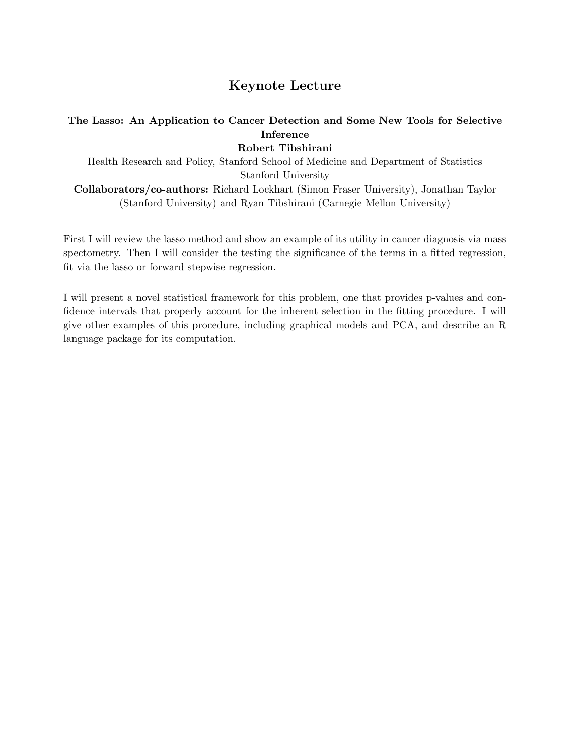## Keynote Lecture

**The Lasso: An Application to Cancer Detection and Some New Tools for Selective Inference**

**Robert Tibshirani**

Health Research and Policy, Stanford School of Medicine and Department of Statistics
Stanford University

**Collaborators/co-authors:** Richard Lockhart (Simon Fraser University), Jonathan Taylor (Stanford University) and Ryan Tibshirani (Carnegie Mellon University)

First I will review the lasso method and show an example of its utility in cancer diagnosis via mass spectometry. Then I will consider the testing the significance of the terms in a fitted regression, fit via the lasso or forward stepwise regression.

I will present a novel statistical framework for this problem, one that provides p-values and confidence intervals that properly account for the inherent selection in the fitting procedure. I will give other examples of this procedure, including graphical models and PCA, and describe an R language package for its computation.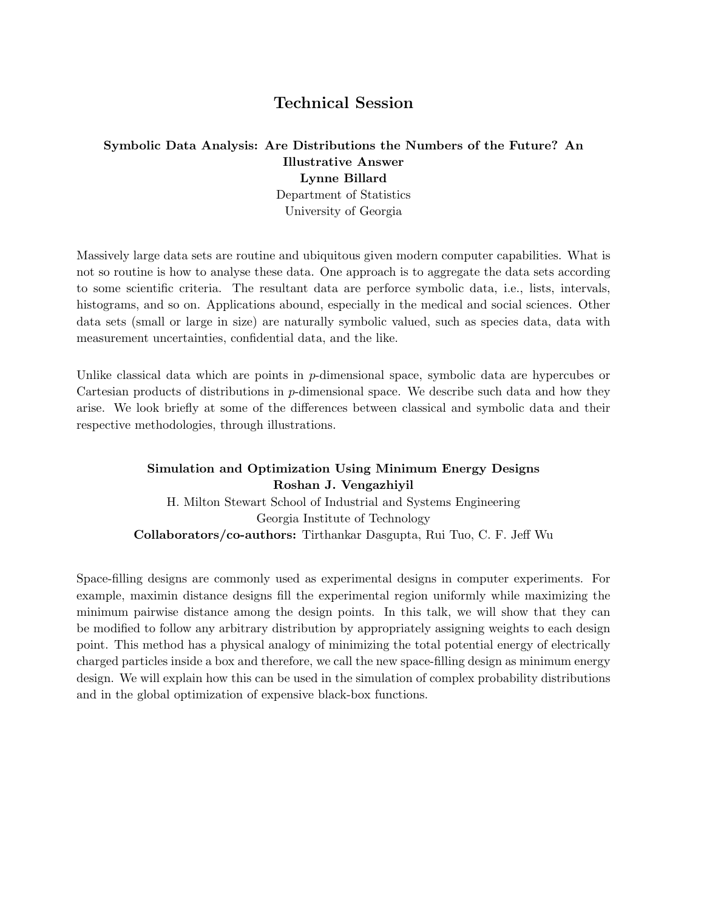# Technical Session

**Symbolic Data Analysis: Are Distributions the Numbers of the Future? An Illustrative Answer**
**Lynne Billard**
Department of Statistics
University of Georgia

Massively large data sets are routine and ubiquitous given modern computer capabilities. What is not so routine is how to analyse these data. One approach is to aggregate the data sets according to some scientific criteria. The resultant data are perforce symbolic data, i.e., lists, intervals, histograms, and so on. Applications abound, especially in the medical and social sciences. Other data sets (small or large in size) are naturally symbolic valued, such as species data, data with measurement uncertainties, confidential data, and the like.

Unlike classical data which are points in $p$-dimensional space, symbolic data are hypercubes or Cartesian products of distributions in $p$-dimensional space. We describe such data and how they arise. We look briefly at some of the differences between classical and symbolic data and their respective methodologies, through illustrations.

**Simulation and Optimization Using Minimum Energy Designs**
**Roshan J. Vengazhiyil**
H. Milton Stewart School of Industrial and Systems Engineering
Georgia Institute of Technology
**Collaborators/co-authors:** Tirthankar Dasgupta, Rui Tuo, C. F. Jeff Wu

Space-filling designs are commonly used as experimental designs in computer experiments. For example, maximin distance designs fill the experimental region uniformly while maximizing the minimum pairwise distance among the design points. In this talk, we will show that they can be modified to follow any arbitrary distribution by appropriately assigning weights to each design point. This method has a physical analogy of minimizing the total potential energy of electrically charged particles inside a box and therefore, we call the new space-filling design as minimum energy design. We will explain how this can be used in the simulation of complex probability distributions and in the global optimization of expensive black-box functions.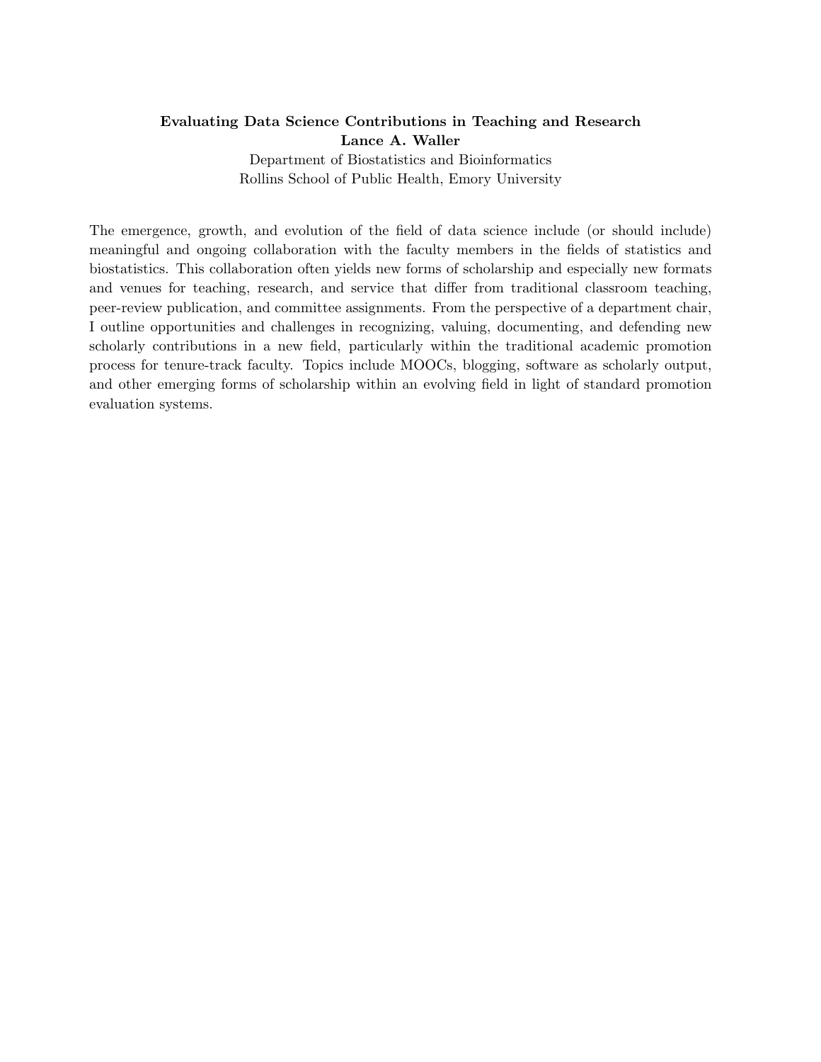**Evaluating Data Science Contributions in Teaching and Research**

**Lance A. Waller**

Department of Biostatistics and Bioinformatics

Rollins School of Public Health, Emory University

The emergence, growth, and evolution of the field of data science include (or should include) meaningful and ongoing collaboration with the faculty members in the fields of statistics and biostatistics. This collaboration often yields new forms of scholarship and especially new formats and venues for teaching, research, and service that differ from traditional classroom teaching, peer-review publication, and committee assignments. From the perspective of a department chair, I outline opportunities and challenges in recognizing, valuing, documenting, and defending new scholarly contributions in a new field, particularly within the traditional academic promotion process for tenure-track faculty. Topics include MOOCs, blogging, software as scholarly output, and other emerging forms of scholarship within an evolving field in light of standard promotion evaluation systems.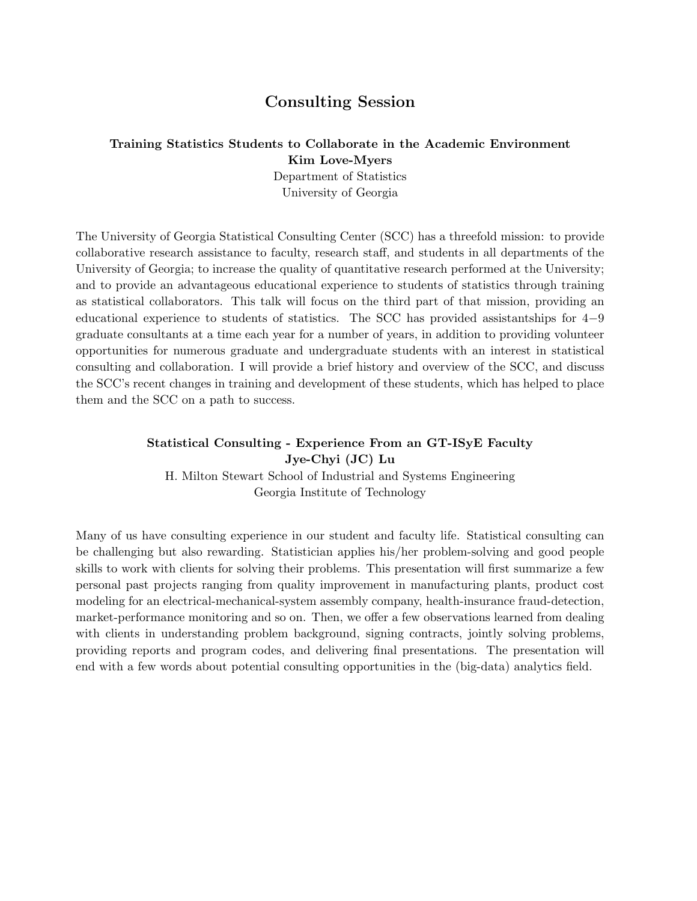# Consulting Session

### Training Statistics Students to Collaborate in the Academic Environment

**Kim Love-Myers**

Department of Statistics

University of Georgia

The University of Georgia Statistical Consulting Center (SCC) has a threefold mission: to provide collaborative research assistance to faculty, research staff, and students in all departments of the University of Georgia; to increase the quality of quantitative research performed at the University; and to provide an advantageous educational experience to students of statistics through training as statistical collaborators. This talk will focus on the third part of that mission, providing an educational experience to students of statistics. The SCC has provided assistantships for $4-9$ graduate consultants at a time each year for a number of years, in addition to providing volunteer opportunities for numerous graduate and undergraduate students with an interest in statistical consulting and collaboration. I will provide a brief history and overview of the SCC, and discuss the SCC's recent changes in training and development of these students, which has helped to place them and the SCC on a path to success.

### Statistical Consulting - Experience From an GT-ISyE Faculty

**Jye-Chyi (JC) Lu**

H. Milton Stewart School of Industrial and Systems Engineering

Georgia Institute of Technology

Many of us have consulting experience in our student and faculty life. Statistical consulting can be challenging but also rewarding. Statistician applies his/her problem-solving and good people skills to work with clients for solving their problems. This presentation will first summarize a few personal past projects ranging from quality improvement in manufacturing plants, product cost modeling for an electrical-mechanical-system assembly company, health-insurance fraud-detection, market-performance monitoring and so on. Then, we offer a few observations learned from dealing with clients in understanding problem background, signing contracts, jointly solving problems, providing reports and program codes, and delivering final presentations. The presentation will end with a few words about potential consulting opportunities in the (big-data) analytics field.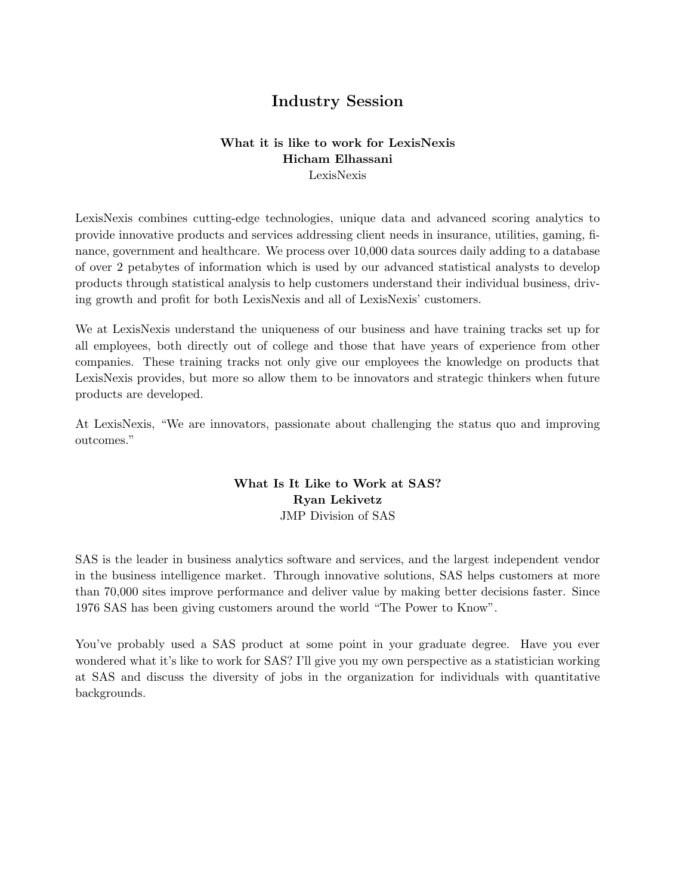# Industry Session

**What it is like to work for LexisNexis**
**Hicham Elhassani**
LexisNexis

LexisNexis combines cutting-edge technologies, unique data and advanced scoring analytics to provide innovative products and services addressing client needs in insurance, utilities, gaming, finance, government and healthcare. We process over 10,000 data sources daily adding to a database of over 2 petabytes of information which is used by our advanced statistical analysts to develop products through statistical analysis to help customers understand their individual business, driving growth and profit for both LexisNexis and all of LexisNexis' customers.

We at LexisNexis understand the uniqueness of our business and have training tracks set up for all employees, both directly out of college and those that have years of experience from other companies. These training tracks not only give our employees the knowledge on products that LexisNexis provides, but more so allow them to be innovators and strategic thinkers when future products are developed.

At LexisNexis, "We are innovators, passionate about challenging the status quo and improving outcomes."

**What Is It Like to Work at SAS?**
**Ryan Lekivetz**
JMP Division of SAS

SAS is the leader in business analytics software and services, and the largest independent vendor in the business intelligence market. Through innovative solutions, SAS helps customers at more than 70,000 sites improve performance and deliver value by making better decisions faster. Since 1976 SAS has been giving customers around the world "The Power to Know".

You've probably used a SAS product at some point in your graduate degree. Have you ever wondered what it's like to work for SAS? I'll give you my own perspective as a statistician working at SAS and discuss the diversity of jobs in the organization for individuals with quantitative backgrounds.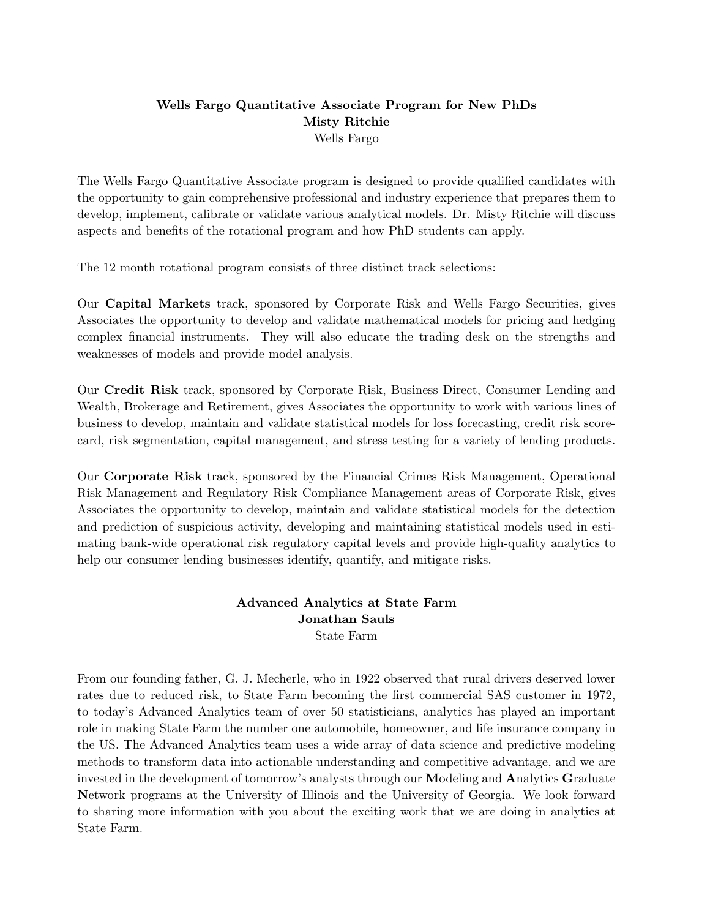**Wells Fargo Quantitative Associate Program for New PhDs**
**Misty Ritchie**
Wells Fargo

The Wells Fargo Quantitative Associate program is designed to provide qualified candidates with the opportunity to gain comprehensive professional and industry experience that prepares them to develop, implement, calibrate or validate various analytical models. Dr. Misty Ritchie will discuss aspects and benefits of the rotational program and how PhD students can apply.

The 12 month rotational program consists of three distinct track selections:

Our **Capital Markets** track, sponsored by Corporate Risk and Wells Fargo Securities, gives Associates the opportunity to develop and validate mathematical models for pricing and hedging complex financial instruments. They will also educate the trading desk on the strengths and weaknesses of models and provide model analysis.

Our **Credit Risk** track, sponsored by Corporate Risk, Business Direct, Consumer Lending and Wealth, Brokerage and Retirement, gives Associates the opportunity to work with various lines of business to develop, maintain and validate statistical models for loss forecasting, credit risk scorecard, risk segmentation, capital management, and stress testing for a variety of lending products.

Our **Corporate Risk** track, sponsored by the Financial Crimes Risk Management, Operational Risk Management and Regulatory Risk Compliance Management areas of Corporate Risk, gives Associates the opportunity to develop, maintain and validate statistical models for the detection and prediction of suspicious activity, developing and maintaining statistical models used in estimating bank-wide operational risk regulatory capital levels and provide high-quality analytics to help our consumer lending businesses identify, quantify, and mitigate risks.

**Advanced Analytics at State Farm**
**Jonathan Sauls**
State Farm

From our founding father, G. J. Mecherle, who in 1922 observed that rural drivers deserved lower rates due to reduced risk, to State Farm becoming the first commercial SAS customer in 1972, to today's Advanced Analytics team of over 50 statisticians, analytics has played an important role in making State Farm the number one automobile, homeowner, and life insurance company in the US. The Advanced Analytics team uses a wide array of data science and predictive modeling methods to transform data into actionable understanding and competitive advantage, and we are invested in the development of tomorrow's analysts through our **M**odeling and **A**nalytics **G**raduate **N**etwork programs at the University of Illinois and the University of Georgia. We look forward to sharing more information with you about the exciting work that we are doing in analytics at State Farm.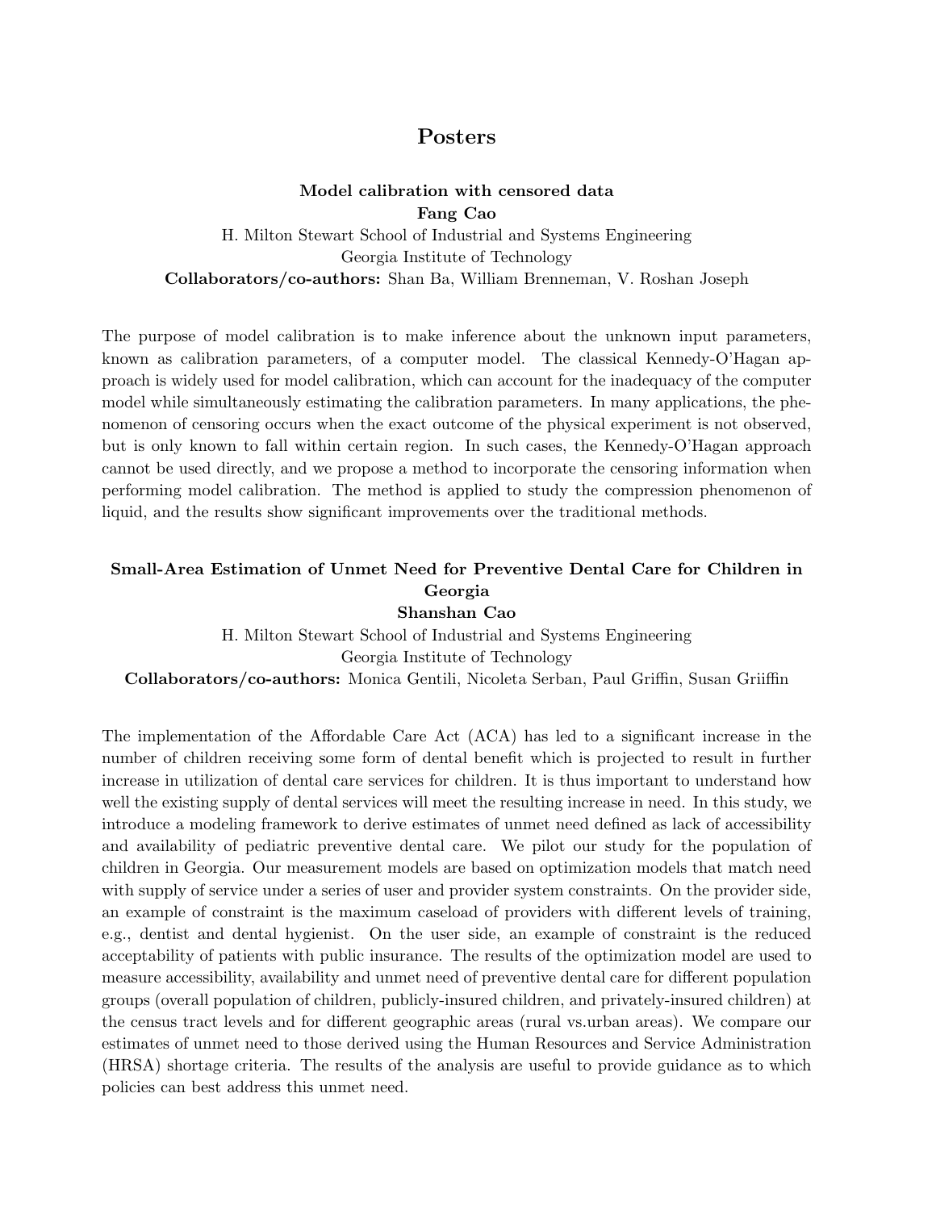# Posters

### Model calibration with censored data

**Fang Cao**

H. Milton Stewart School of Industrial and Systems Engineering
Georgia Institute of Technology
**Collaborators/co-authors:** Shan Ba, William Brenneman, V. Roshan Joseph

The purpose of model calibration is to make inference about the unknown input parameters, known as calibration parameters, of a computer model. The classical Kennedy-O'Hagan approach is widely used for model calibration, which can account for the inadequacy of the computer model while simultaneously estimating the calibration parameters. In many applications, the phenomenon of censoring occurs when the exact outcome of the physical experiment is not observed, but is only known to fall within certain region. In such cases, the Kennedy-O'Hagan approach cannot be used directly, and we propose a method to incorporate the censoring information when performing model calibration. The method is applied to study the compression phenomenon of liquid, and the results show significant improvements over the traditional methods.

### Small-Area Estimation of Unmet Need for Preventive Dental Care for Children in Georgia

**Shanshan Cao**

H. Milton Stewart School of Industrial and Systems Engineering
Georgia Institute of Technology
**Collaborators/co-authors:** Monica Gentili, Nicoleta Serban, Paul Griffin, Susan Griiffin

The implementation of the Affordable Care Act (ACA) has led to a significant increase in the number of children receiving some form of dental benefit which is projected to result in further increase in utilization of dental care services for children. It is thus important to understand how well the existing supply of dental services will meet the resulting increase in need. In this study, we introduce a modeling framework to derive estimates of unmet need defined as lack of accessibility and availability of pediatric preventive dental care. We pilot our study for the population of children in Georgia. Our measurement models are based on optimization models that match need with supply of service under a series of user and provider system constraints. On the provider side, an example of constraint is the maximum caseload of providers with different levels of training, e.g., dentist and dental hygienist. On the user side, an example of constraint is the reduced acceptability of patients with public insurance. The results of the optimization model are used to measure accessibility, availability and unmet need of preventive dental care for different population groups (overall population of children, publicly-insured children, and privately-insured children) at the census tract levels and for different geographic areas (rural vs.urban areas). We compare our estimates of unmet need to those derived using the Human Resources and Service Administration (HRSA) shortage criteria. The results of the analysis are useful to provide guidance as to which policies can best address this unmet need.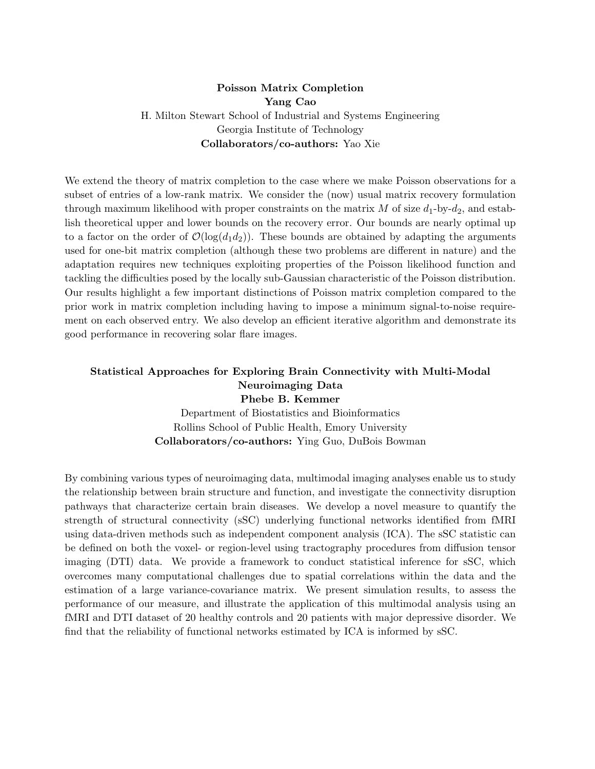## Poisson Matrix Completion

**Yang Cao**

H. Milton Stewart School of Industrial and Systems Engineering
Georgia Institute of Technology

**Collaborators/co-authors:** Yao Xie

We extend the theory of matrix completion to the case where we make Poisson observations for a subset of entries of a low-rank matrix. We consider the (now) usual matrix recovery formulation through maximum likelihood with proper constraints on the matrix $M$ of size $d_1$-by-$d_2$, and establish theoretical upper and lower bounds on the recovery error. Our bounds are nearly optimal up to a factor on the order of $\mathcal{O}(\log(d_1 d_2))$. These bounds are obtained by adapting the arguments used for one-bit matrix completion (although these two problems are different in nature) and the adaptation requires new techniques exploiting properties of the Poisson likelihood function and tackling the difficulties posed by the locally sub-Gaussian characteristic of the Poisson distribution. Our results highlight a few important distinctions of Poisson matrix completion compared to the prior work in matrix completion including having to impose a minimum signal-to-noise requirement on each observed entry. We also develop an efficient iterative algorithm and demonstrate its good performance in recovering solar flare images.

## Statistical Approaches for Exploring Brain Connectivity with Multi-Modal Neuroimaging Data

**Phebe B. Kemmer**

Department of Biostatistics and Bioinformatics
Rollins School of Public Health, Emory University

**Collaborators/co-authors:** Ying Guo, DuBois Bowman

By combining various types of neuroimaging data, multimodal imaging analyses enable us to study the relationship between brain structure and function, and investigate the connectivity disruption pathways that characterize certain brain diseases. We develop a novel measure to quantify the strength of structural connectivity (sSC) underlying functional networks identified from fMRI using data-driven methods such as independent component analysis (ICA). The sSC statistic can be defined on both the voxel- or region-level using tractography procedures from diffusion tensor imaging (DTI) data. We provide a framework to conduct statistical inference for sSC, which overcomes many computational challenges due to spatial correlations within the data and the estimation of a large variance-covariance matrix. We present simulation results, to assess the performance of our measure, and illustrate the application of this multimodal analysis using an fMRI and DTI dataset of 20 healthy controls and 20 patients with major depressive disorder. We find that the reliability of functional networks estimated by ICA is informed by sSC.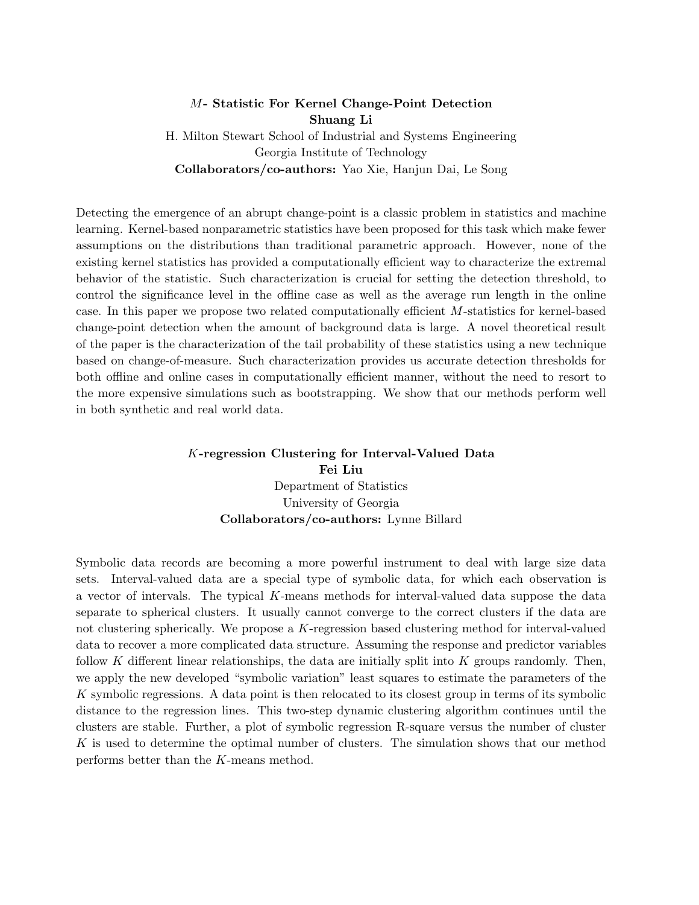### $M$- Statistic For Kernel Change-Point Detection

**Shuang Li**

H. Milton Stewart School of Industrial and Systems Engineering
Georgia Institute of Technology

**Collaborators/co-authors:** Yao Xie, Hanjun Dai, Le Song

Detecting the emergence of an abrupt change-point is a classic problem in statistics and machine learning. Kernel-based nonparametric statistics have been proposed for this task which make fewer assumptions on the distributions than traditional parametric approach. However, none of the existing kernel statistics has provided a computationally efficient way to characterize the extremal behavior of the statistic. Such characterization is crucial for setting the detection threshold, to control the significance level in the offline case as well as the average run length in the online case. In this paper we propose two related computationally efficient $M$-statistics for kernel-based change-point detection when the amount of background data is large. A novel theoretical result of the paper is the characterization of the tail probability of these statistics using a new technique based on change-of-measure. Such characterization provides us accurate detection thresholds for both offline and online cases in computationally efficient manner, without the need to resort to the more expensive simulations such as bootstrapping. We show that our methods perform well in both synthetic and real world data.

### $K$-regression Clustering for Interval-Valued Data

**Fei Liu**

Department of Statistics
University of Georgia

**Collaborators/co-authors:** Lynne Billard

Symbolic data records are becoming a more powerful instrument to deal with large size data sets. Interval-valued data are a special type of symbolic data, for which each observation is a vector of intervals. The typical $K$-means methods for interval-valued data suppose the data separate to spherical clusters. It usually cannot converge to the correct clusters if the data are not clustering spherically. We propose a $K$-regression based clustering method for interval-valued data to recover a more complicated data structure. Assuming the response and predictor variables follow $K$ different linear relationships, the data are initially split into $K$ groups randomly. Then, we apply the new developed "symbolic variation" least squares to estimate the parameters of the $K$ symbolic regressions. A data point is then relocated to its closest group in terms of its symbolic distance to the regression lines. This two-step dynamic clustering algorithm continues until the clusters are stable. Further, a plot of symbolic regression R-square versus the number of cluster $K$ is used to determine the optimal number of clusters. The simulation shows that our method performs better than the $K$-means method.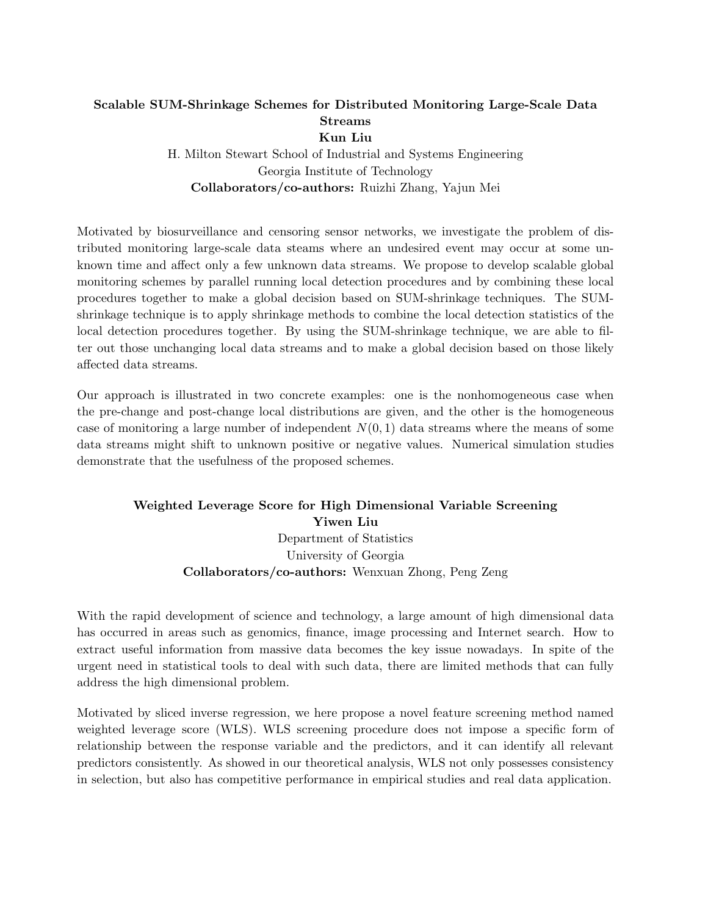### Scalable SUM-Shrinkage Schemes for Distributed Monitoring Large-Scale Data Streams

**Kun Liu**

H. Milton Stewart School of Industrial and Systems Engineering
Georgia Institute of Technology

**Collaborators/co-authors:** Ruizhi Zhang, Yajun Mei

Motivated by biosurveillance and censoring sensor networks, we investigate the problem of distributed monitoring large-scale data steams where an undesired event may occur at some unknown time and affect only a few unknown data streams. We propose to develop scalable global monitoring schemes by parallel running local detection procedures and by combining these local procedures together to make a global decision based on SUM-shrinkage techniques. The SUM-shrinkage technique is to apply shrinkage methods to combine the local detection statistics of the local detection procedures together. By using the SUM-shrinkage technique, we are able to filter out those unchanging local data streams and to make a global decision based on those likely affected data streams.

Our approach is illustrated in two concrete examples: one is the nonhomogeneous case when the pre-change and post-change local distributions are given, and the other is the homogeneous case of monitoring a large number of independent $N(0, 1)$ data streams where the means of some data streams might shift to unknown positive or negative values. Numerical simulation studies demonstrate that the usefulness of the proposed schemes.

### Weighted Leverage Score for High Dimensional Variable Screening

**Yiwen Liu**

Department of Statistics
University of Georgia

**Collaborators/co-authors:** Wenxuan Zhong, Peng Zeng

With the rapid development of science and technology, a large amount of high dimensional data has occurred in areas such as genomics, finance, image processing and Internet search. How to extract useful information from massive data becomes the key issue nowadays. In spite of the urgent need in statistical tools to deal with such data, there are limited methods that can fully address the high dimensional problem.

Motivated by sliced inverse regression, we here propose a novel feature screening method named weighted leverage score (WLS). WLS screening procedure does not impose a specific form of relationship between the response variable and the predictors, and it can identify all relevant predictors consistently. As showed in our theoretical analysis, WLS not only possesses consistency in selection, but also has competitive performance in empirical studies and real data application.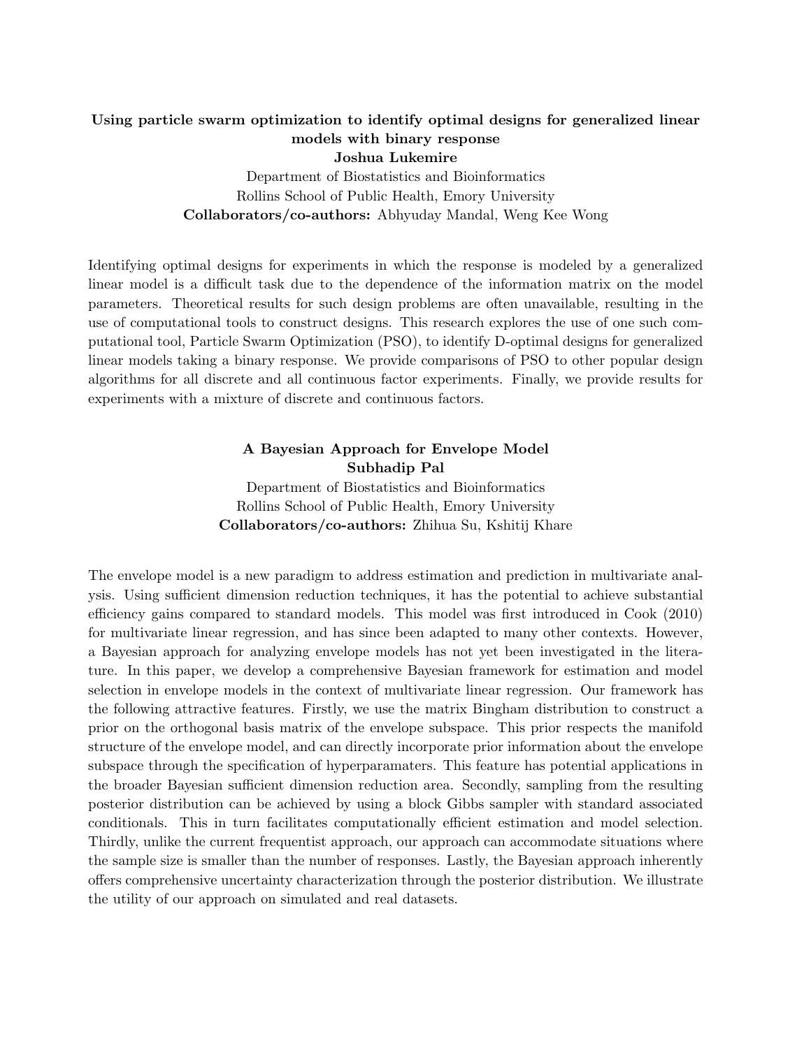**Using particle swarm optimization to identify optimal designs for generalized linear models with binary response**

**Joshua Lukemire**

Department of Biostatistics and Bioinformatics
Rollins School of Public Health, Emory University
**Collaborators/co-authors:** Abhyuday Mandal, Weng Kee Wong

Identifying optimal designs for experiments in which the response is modeled by a generalized linear model is a difficult task due to the dependence of the information matrix on the model parameters. Theoretical results for such design problems are often unavailable, resulting in the use of computational tools to construct designs. This research explores the use of one such computational tool, Particle Swarm Optimization (PSO), to identify D-optimal designs for generalized linear models taking a binary response. We provide comparisons of PSO to other popular design algorithms for all discrete and all continuous factor experiments. Finally, we provide results for experiments with a mixture of discrete and continuous factors.

**A Bayesian Approach for Envelope Model**

**Subhadip Pal**

Department of Biostatistics and Bioinformatics
Rollins School of Public Health, Emory University
**Collaborators/co-authors:** Zhihua Su, Kshitij Khare

The envelope model is a new paradigm to address estimation and prediction in multivariate analysis. Using sufficient dimension reduction techniques, it has the potential to achieve substantial efficiency gains compared to standard models. This model was first introduced in Cook (2010) for multivariate linear regression, and has since been adapted to many other contexts. However, a Bayesian approach for analyzing envelope models has not yet been investigated in the literature. In this paper, we develop a comprehensive Bayesian framework for estimation and model selection in envelope models in the context of multivariate linear regression. Our framework has the following attractive features. Firstly, we use the matrix Bingham distribution to construct a prior on the orthogonal basis matrix of the envelope subspace. This prior respects the manifold structure of the envelope model, and can directly incorporate prior information about the envelope subspace through the specification of hyperparamaters. This feature has potential applications in the broader Bayesian sufficient dimension reduction area. Secondly, sampling from the resulting posterior distribution can be achieved by using a block Gibbs sampler with standard associated conditionals. This in turn facilitates computationally efficient estimation and model selection. Thirdly, unlike the current frequentist approach, our approach can accommodate situations where the sample size is smaller than the number of responses. Lastly, the Bayesian approach inherently offers comprehensive uncertainty characterization through the posterior distribution. We illustrate the utility of our approach on simulated and real datasets.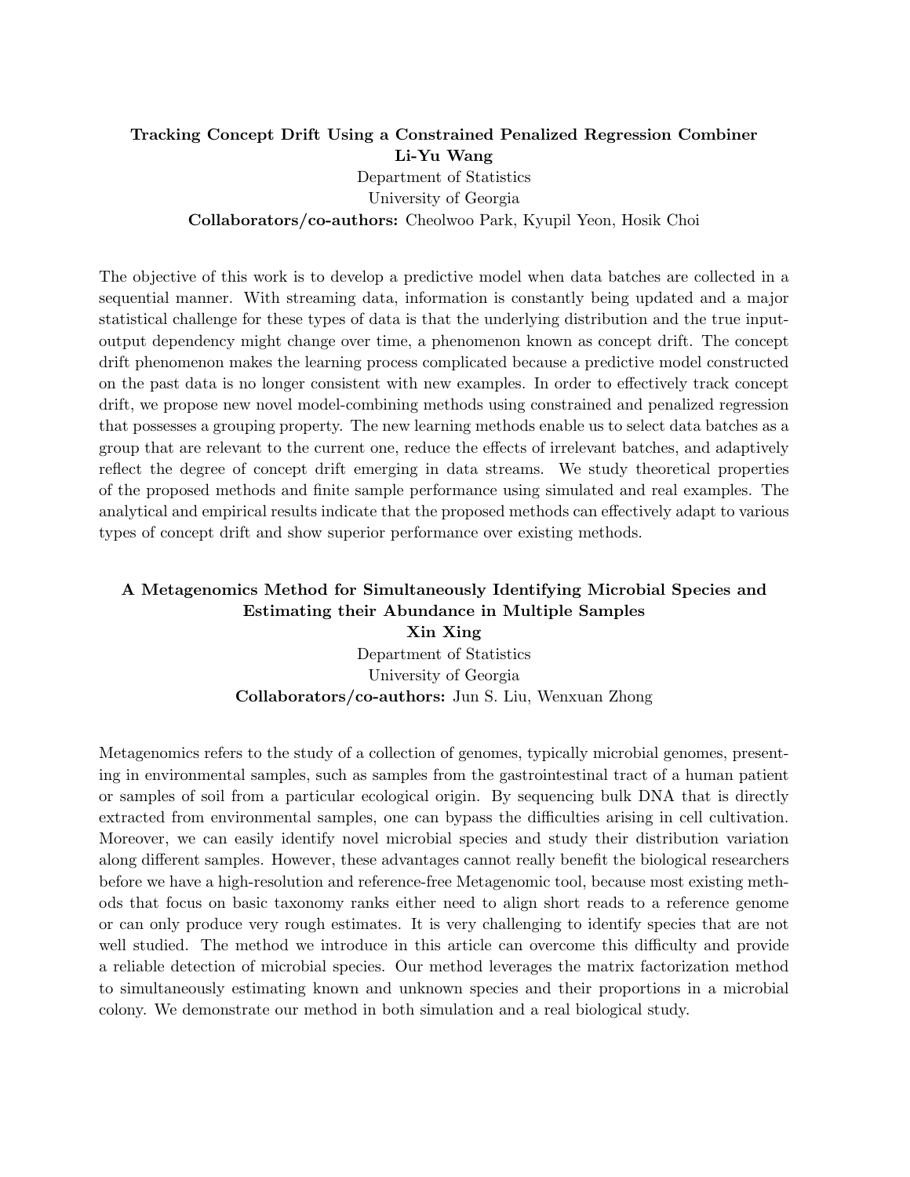**Tracking Concept Drift Using a Constrained Penalized Regression Combiner**

**Li-Yu Wang**

Department of Statistics

University of Georgia

**Collaborators/co-authors:** Cheolwoo Park, Kyupil Yeon, Hosik Choi

The objective of this work is to develop a predictive model when data batches are collected in a sequential manner. With streaming data, information is constantly being updated and a major statistical challenge for these types of data is that the underlying distribution and the true input-output dependency might change over time, a phenomenon known as concept drift. The concept drift phenomenon makes the learning process complicated because a predictive model constructed on the past data is no longer consistent with new examples. In order to effectively track concept drift, we propose new novel model-combining methods using constrained and penalized regression that possesses a grouping property. The new learning methods enable us to select data batches as a group that are relevant to the current one, reduce the effects of irrelevant batches, and adaptively reflect the degree of concept drift emerging in data streams. We study theoretical properties of the proposed methods and finite sample performance using simulated and real examples. The analytical and empirical results indicate that the proposed methods can effectively adapt to various types of concept drift and show superior performance over existing methods.

**A Metagenomics Method for Simultaneously Identifying Microbial Species and Estimating their Abundance in Multiple Samples**

**Xin Xing**

Department of Statistics

University of Georgia

**Collaborators/co-authors:** Jun S. Liu, Wenxuan Zhong

Metagenomics refers to the study of a collection of genomes, typically microbial genomes, presenting in environmental samples, such as samples from the gastrointestinal tract of a human patient or samples of soil from a particular ecological origin. By sequencing bulk DNA that is directly extracted from environmental samples, one can bypass the difficulties arising in cell cultivation. Moreover, we can easily identify novel microbial species and study their distribution variation along different samples. However, these advantages cannot really benefit the biological researchers before we have a high-resolution and reference-free Metagenomic tool, because most existing methods that focus on basic taxonomy ranks either need to align short reads to a reference genome or can only produce very rough estimates. It is very challenging to identify species that are not well studied. The method we introduce in this article can overcome this difficulty and provide a reliable detection of microbial species. Our method leverages the matrix factorization method to simultaneously estimating known and unknown species and their proportions in a microbial colony. We demonstrate our method in both simulation and a real biological study.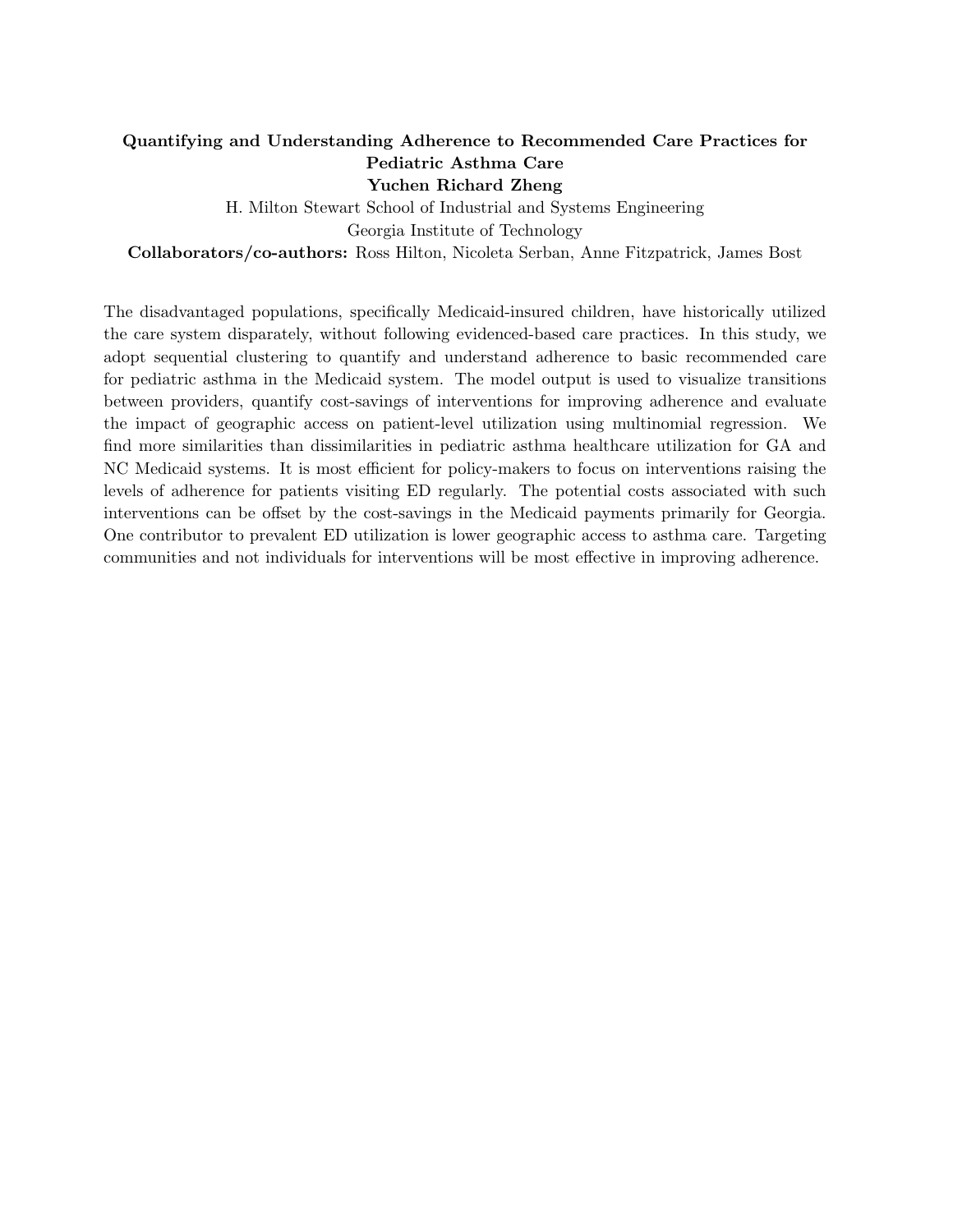**Quantifying and Understanding Adherence to Recommended Care Practices for Pediatric Asthma Care**

**Yuchen Richard Zheng**

H. Milton Stewart School of Industrial and Systems Engineering

Georgia Institute of Technology

**Collaborators/co-authors:** Ross Hilton, Nicoleta Serban, Anne Fitzpatrick, James Bost

The disadvantaged populations, specifically Medicaid-insured children, have historically utilized the care system disparately, without following evidenced-based care practices. In this study, we adopt sequential clustering to quantify and understand adherence to basic recommended care for pediatric asthma in the Medicaid system. The model output is used to visualize transitions between providers, quantify cost-savings of interventions for improving adherence and evaluate the impact of geographic access on patient-level utilization using multinomial regression. We find more similarities than dissimilarities in pediatric asthma healthcare utilization for GA and NC Medicaid systems. It is most efficient for policy-makers to focus on interventions raising the levels of adherence for patients visiting ED regularly. The potential costs associated with such interventions can be offset by the cost-savings in the Medicaid payments primarily for Georgia. One contributor to prevalent ED utilization is lower geographic access to asthma care. Targeting communities and not individuals for interventions will be most effective in improving adherence.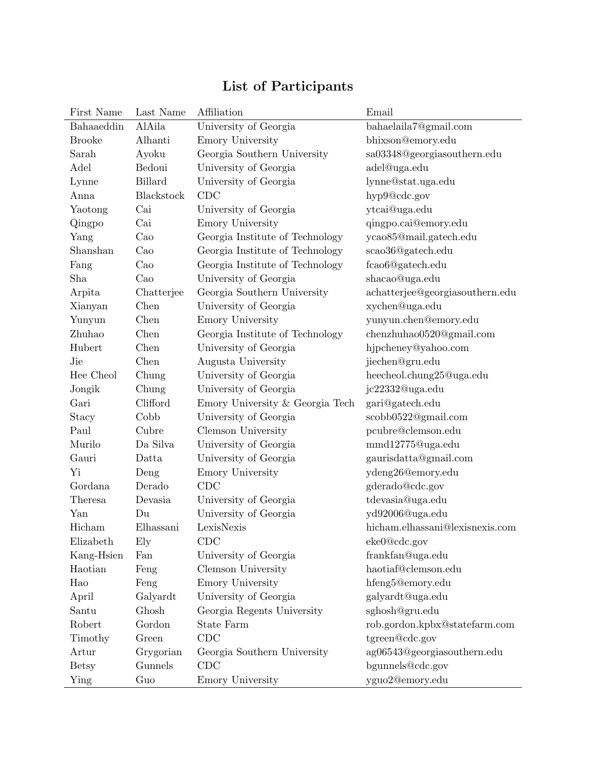# List of Participants

| First Name | Last Name | Affiliation | Email |
|---|---|---|---|
| Bahaaeddin | AlAila | University of Georgia | bahaelaila7@gmail.com |
| Brooke | Alhanti | Emory University | bhixson@emory.edu |
| Sarah | Ayoku | Georgia Southern University | sa03348@georgiasouthern.edu |
| Adel | Bedoui | University of Georgia | adel@uga.edu |
| Lynne | Billard | University of Georgia | lynne@stat.uga.edu |
| Anna | Blackstock | CDC | hyp9@cdc.gov |
| Yaotong | Cai | University of Georgia | ytcai@uga.edu |
| Qingpo | Cai | Emory University | qingpo.cai@emory.edu |
| Yang | Cao | Georgia Institute of Technology | ycao85@mail.gatech.edu |
| Shanshan | Cao | Georgia Institute of Technology | scao36@gatech.edu |
| Fang | Cao | Georgia Institute of Technology | fcao6@gatech.edu |
| Sha | Cao | University of Georgia | shacao@uga.edu |
| Arpita | Chatterjee | Georgia Southern University | achatterjee@georgiasouthern.edu |
| Xianyan | Chen | University of Georgia | xychen@uga.edu |
| Yunyun | Chen | Emory University | yunyun.chen@emory.edu |
| Zhuhao | Chen | Georgia Institute of Technology | chenzhuhao0520@gmail.com |
| Hubert | Chen | University of Georgia | hjpcheney@yahoo.com |
| Jie | Chen | Augusta University | jiechen@gru.edu |
| Hee Cheol | Chung | University of Georgia | heecheol.chung25@uga.edu |
| Jongik | Chung | University of Georgia | jc22332@uga.edu |
| Gari | Clifford | Emory University & Georgia Tech | gari@gatech.edu |
| Stacy | Cobb | University of Georgia | scobb0522@gmail.com |
| Paul | Cubre | Clemson University | pcubre@clemson.edu |
| Murilo | Da Silva | University of Georgia | mmd12775@uga.edu |
| Gauri | Datta | University of Georgia | gaurisdatta@gmail.com |
| Yi | Deng | Emory University | ydeng26@emory.edu |
| Gordana | Derado | CDC | gderado@cdc.gov |
| Theresa | Devasia | University of Georgia | tdevasia@uga.edu |
| Yan | Du | University of Georgia | yd92006@uga.edu |
| Hicham | Elhassani | LexisNexis | hicham.elhassani@lexisnexis.com |
| Elizabeth | Ely | CDC | eke0@cdc.gov |
| Kang-Hsien | Fan | University of Georgia | frankfan@uga.edu |
| Haotian | Feng | Clemson University | haotiaf@clemson.edu |
| Hao | Feng | Emory University | hfeng5@emory.edu |
| April | Galyardt | University of Georgia | galyardt@uga.edu |
| Santu | Ghosh | Georgia Regents University | sghosh@gru.edu |
| Robert | Gordon | State Farm | rob.gordon.kpbx@statefarm.com |
| Timothy | Green | CDC | tgreen@cdc.gov |
| Artur | Grygorian | Georgia Southern University | ag06543@georgiasouthern.edu |
| Betsy | Gunnels | CDC | bgunnels@cdc.gov |
| Ying | Guo | Emory University | yguo2@emory.edu |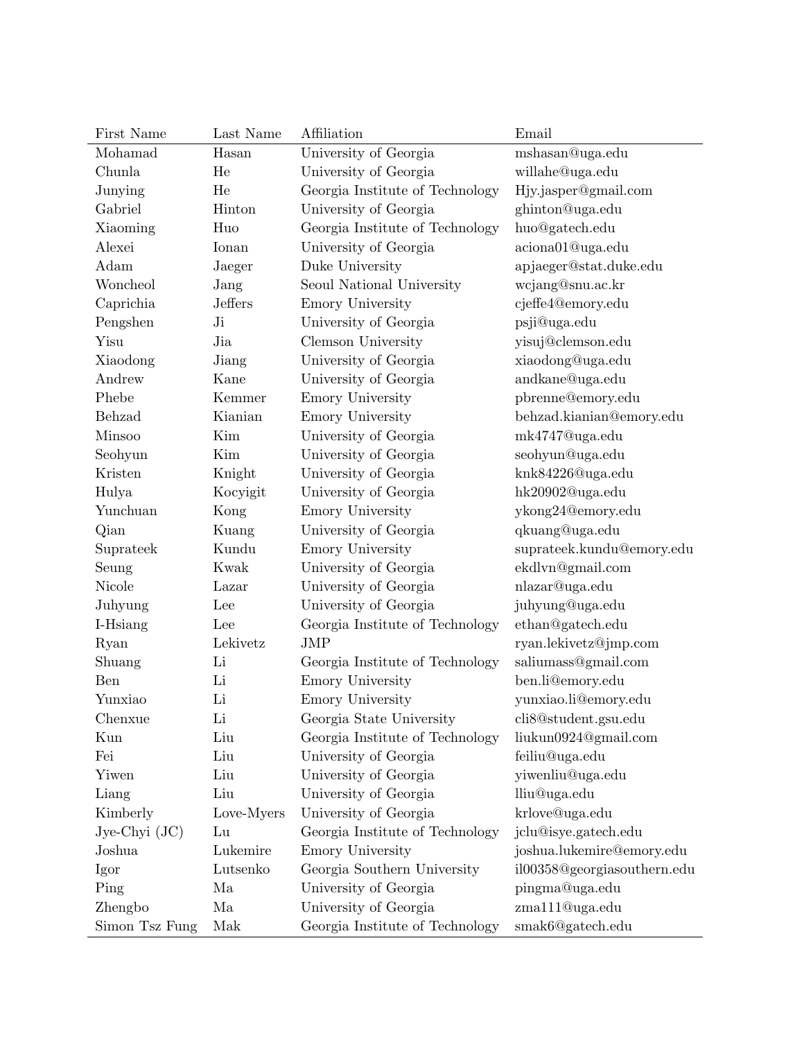| First Name | Last Name | Affiliation | Email |
|---|---|---|---|
| Mohamad | Hasan | University of Georgia | mshasan@uga.edu |
| Chunla | He | University of Georgia | willahe@uga.edu |
| Junying | He | Georgia Institute of Technology | Hjy.jasper@gmail.com |
| Gabriel | Hinton | University of Georgia | ghinton@uga.edu |
| Xiaoming | Huo | Georgia Institute of Technology | huo@gatech.edu |
| Alexei | Ionan | University of Georgia | aciona01@uga.edu |
| Adam | Jaeger | Duke University | apjaeger@stat.duke.edu |
| Woncheol | Jang | Seoul National University | wcjang@snu.ac.kr |
| Caprichia | Jeffers | Emory University | cjeffe4@emory.edu |
| Pengshen | Ji | University of Georgia | psji@uga.edu |
| Yisu | Jia | Clemson University | yisuj@clemson.edu |
| Xiaodong | Jiang | University of Georgia | xiaodong@uga.edu |
| Andrew | Kane | University of Georgia | andkane@uga.edu |
| Phebe | Kemmer | Emory University | pbrenne@emory.edu |
| Behzad | Kianian | Emory University | behzad.kianian@emory.edu |
| Minsoo | Kim | University of Georgia | mk4747@uga.edu |
| Seohyun | Kim | University of Georgia | seohyun@uga.edu |
| Kristen | Knight | University of Georgia | knk84226@uga.edu |
| Hulya | Kocyigit | University of Georgia | hk20902@uga.edu |
| Yunchuan | Kong | Emory University | ykong24@emory.edu |
| Qian | Kuang | University of Georgia | qkuang@uga.edu |
| Suprateek | Kundu | Emory University | suprateek.kundu@emory.edu |
| Seung | Kwak | University of Georgia | ekdlvn@gmail.com |
| Nicole | Lazar | University of Georgia | nlazar@uga.edu |
| Juhyung | Lee | University of Georgia | juhyung@uga.edu |
| I-Hsiang | Lee | Georgia Institute of Technology | ethan@gatech.edu |
| Ryan | Lekivetz | JMP | ryan.lekivetz@jmp.com |
| Shuang | Li | Georgia Institute of Technology | saliumass@gmail.com |
| Ben | Li | Emory University | ben.li@emory.edu |
| Yunxiao | Li | Emory University | yunxiao.li@emory.edu |
| Chenxue | Li | Georgia State University | cli8@student.gsu.edu |
| Kun | Liu | Georgia Institute of Technology | liukun0924@gmail.com |
| Fei | Liu | University of Georgia | feiliu@uga.edu |
| Yiwen | Liu | University of Georgia | yiwenliu@uga.edu |
| Liang | Liu | University of Georgia | lliu@uga.edu |
| Kimberly | Love-Myers | University of Georgia | krlove@uga.edu |
| Jye-Chyi (JC) | Lu | Georgia Institute of Technology | jclu@isye.gatech.edu |
| Joshua | Lukemire | Emory University | joshua.lukemire@emory.edu |
| Igor | Lutsenko | Georgia Southern University | il00358@georgiasouthern.edu |
| Ping | Ma | University of Georgia | pingma@uga.edu |
| Zhengbo | Ma | University of Georgia | zma111@uga.edu |
| Simon Tsz Fung | Mak | Georgia Institute of Technology | smak6@gatech.edu |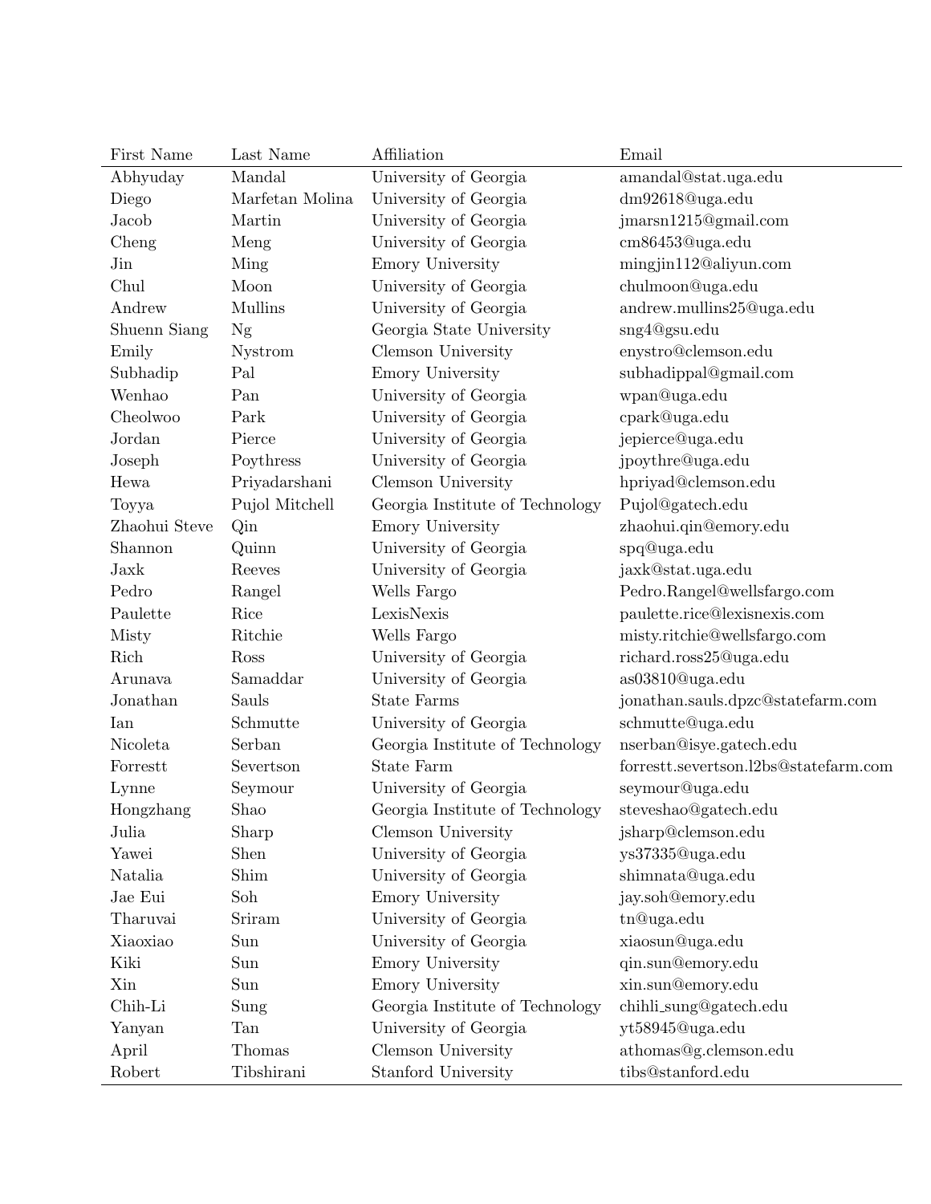| First Name | Last Name | Affiliation | Email |
|---|---|---|---|
| Abhyuday | Mandal | University of Georgia | amandal@stat.uga.edu |
| Diego | Marfetan Molina | University of Georgia | dm92618@uga.edu |
| Jacob | Martin | University of Georgia | jmarsn1215@gmail.com |
| Cheng | Meng | University of Georgia | cm86453@uga.edu |
| Jin | Ming | Emory University | mingjin112@aliyun.com |
| Chul | Moon | University of Georgia | chulmoon@uga.edu |
| Andrew | Mullins | University of Georgia | andrew.mullins25@uga.edu |
| Shuenn Siang | Ng | Georgia State University | sng4@gsu.edu |
| Emily | Nystrom | Clemson University | enystro@clemson.edu |
| Subhadip | Pal | Emory University | subhadippal@gmail.com |
| Wenhao | Pan | University of Georgia | wpan@uga.edu |
| Cheolwoo | Park | University of Georgia | cpark@uga.edu |
| Jordan | Pierce | University of Georgia | jepierce@uga.edu |
| Joseph | Poythress | University of Georgia | jpoythre@uga.edu |
| Hewa | Priyadarshani | Clemson University | hpriyad@clemson.edu |
| Toyya | Pujol Mitchell | Georgia Institute of Technology | Pujol@gatech.edu |
| Zhaohui Steve | Qin | Emory University | zhaohui.qin@emory.edu |
| Shannon | Quinn | University of Georgia | spq@uga.edu |
| Jaxk | Reeves | University of Georgia | jaxk@stat.uga.edu |
| Pedro | Rangel | Wells Fargo | Pedro.Rangel@wellsfargo.com |
| Paulette | Rice | LexisNexis | paulette.rice@lexisnexis.com |
| Misty | Ritchie | Wells Fargo | misty.ritchie@wellsfargo.com |
| Rich | Ross | University of Georgia | richard.ross25@uga.edu |
| Arunava | Samaddar | University of Georgia | as03810@uga.edu |
| Jonathan | Sauls | State Farms | jonathan.sauls.dpzc@statefarm.com |
| Ian | Schmutte | University of Georgia | schmutte@uga.edu |
| Nicoleta | Serban | Georgia Institute of Technology | nserban@isye.gatech.edu |
| Forrestt | Severtson | State Farm | forrestt.severtson.l2bs@statefarm.com |
| Lynne | Seymour | University of Georgia | seymour@uga.edu |
| Hongzhang | Shao | Georgia Institute of Technology | steveshao@gatech.edu |
| Julia | Sharp | Clemson University | jsharp@clemson.edu |
| Yawei | Shen | University of Georgia | ys37335@uga.edu |
| Natalia | Shim | University of Georgia | shimnata@uga.edu |
| Jae Eui | Soh | Emory University | jay.soh@emory.edu |
| Tharuvai | Sriram | University of Georgia | tn@uga.edu |
| Xiaoxiao | Sun | University of Georgia | xiaosun@uga.edu |
| Kiki | Sun | Emory University | qin.sun@emory.edu |
| Xin | Sun | Emory University | xin.sun@emory.edu |
| Chih-Li | Sung | Georgia Institute of Technology | chihli_sung@gatech.edu |
| Yanyan | Tan | University of Georgia | yt58945@uga.edu |
| April | Thomas | Clemson University | athomas@g.clemson.edu |
| Robert | Tibshirani | Stanford University | tibs@stanford.edu |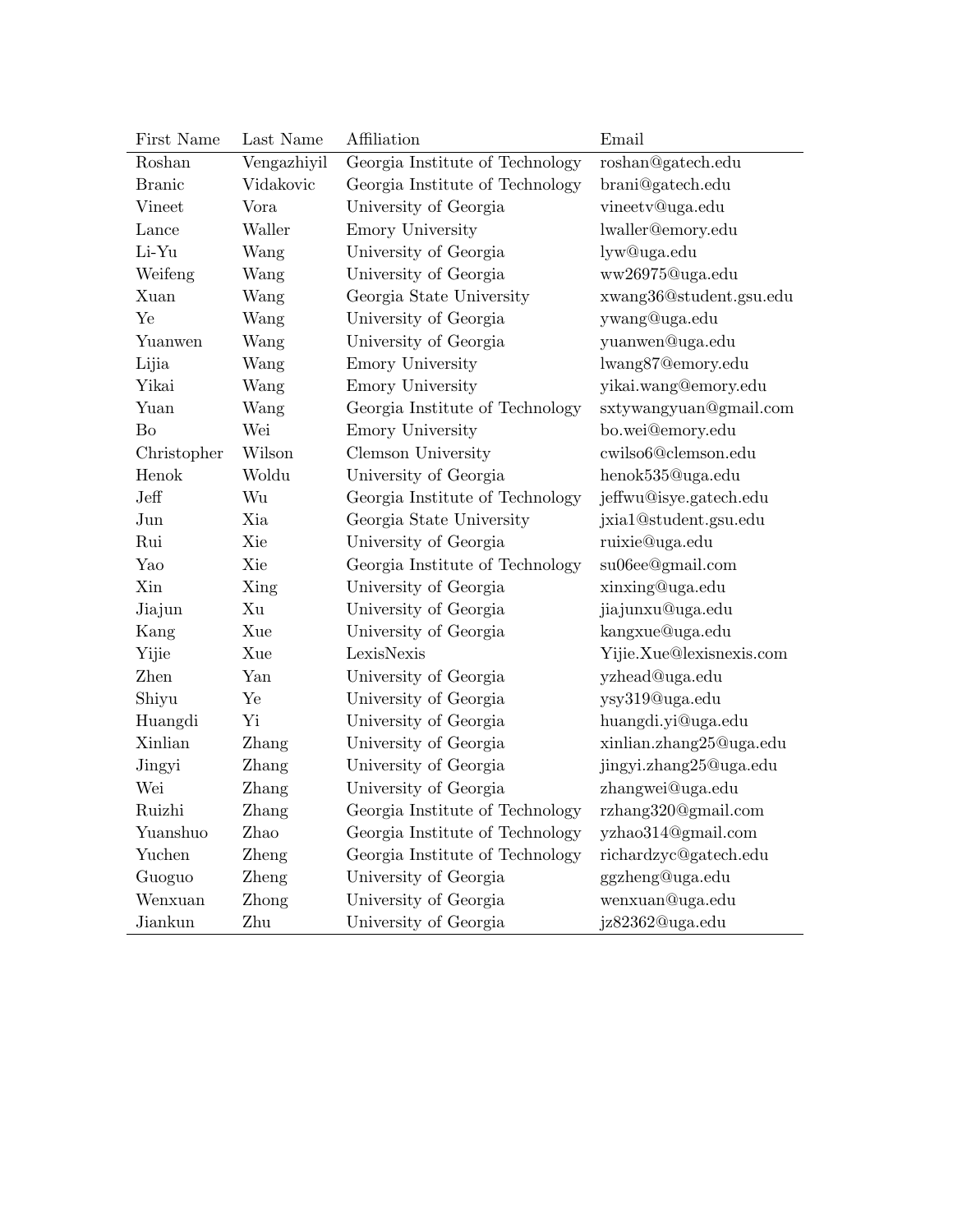| First Name | Last Name | Affiliation | Email |
|---|---|---|---|
| Roshan | Vengazhiyil | Georgia Institute of Technology | roshan@gatech.edu |
| Branic | Vidakovic | Georgia Institute of Technology | brani@gatech.edu |
| Vineet | Vora | University of Georgia | vineetv@uga.edu |
| Lance | Waller | Emory University | lwaller@emory.edu |
| Li-Yu | Wang | University of Georgia | lyw@uga.edu |
| Weifeng | Wang | University of Georgia | ww26975@uga.edu |
| Xuan | Wang | Georgia State University | xwang36@student.gsu.edu |
| Ye | Wang | University of Georgia | ywang@uga.edu |
| Yuanwen | Wang | University of Georgia | yuanwen@uga.edu |
| Lijia | Wang | Emory University | lwang87@emory.edu |
| Yikai | Wang | Emory University | yikai.wang@emory.edu |
| Yuan | Wang | Georgia Institute of Technology | sxtywangyuan@gmail.com |
| Bo | Wei | Emory University | bo.wei@emory.edu |
| Christopher | Wilson | Clemson University | cwilso6@clemson.edu |
| Henok | Woldu | University of Georgia | henok535@uga.edu |
| Jeff | Wu | Georgia Institute of Technology | jeffwu@isye.gatech.edu |
| Jun | Xia | Georgia State University | jxia1@student.gsu.edu |
| Rui | Xie | University of Georgia | ruixie@uga.edu |
| Yao | Xie | Georgia Institute of Technology | su06ee@gmail.com |
| Xin | Xing | University of Georgia | xinxing@uga.edu |
| Jiajun | Xu | University of Georgia | jiajunxu@uga.edu |
| Kang | Xue | University of Georgia | kangxue@uga.edu |
| Yijie | Xue | LexisNexis | Yijie.Xue@lexisnexis.com |
| Zhen | Yan | University of Georgia | yzhead@uga.edu |
| Shiyu | Ye | University of Georgia | ysy319@uga.edu |
| Huangdi | Yi | University of Georgia | huangdi.yi@uga.edu |
| Xinlian | Zhang | University of Georgia | xinlian.zhang25@uga.edu |
| Jingyi | Zhang | University of Georgia | jingyi.zhang25@uga.edu |
| Wei | Zhang | University of Georgia | zhangwei@uga.edu |
| Ruizhi | Zhang | Georgia Institute of Technology | rzhang320@gmail.com |
| Yuanshuo | Zhao | Georgia Institute of Technology | yzhao314@gmail.com |
| Yuchen | Zheng | Georgia Institute of Technology | richardzyc@gatech.edu |
| Guoguo | Zheng | University of Georgia | ggzheng@uga.edu |
| Wenxuan | Zhong | University of Georgia | wenxuan@uga.edu |
| Jiankun | Zhu | University of Georgia | jz82362@uga.edu |